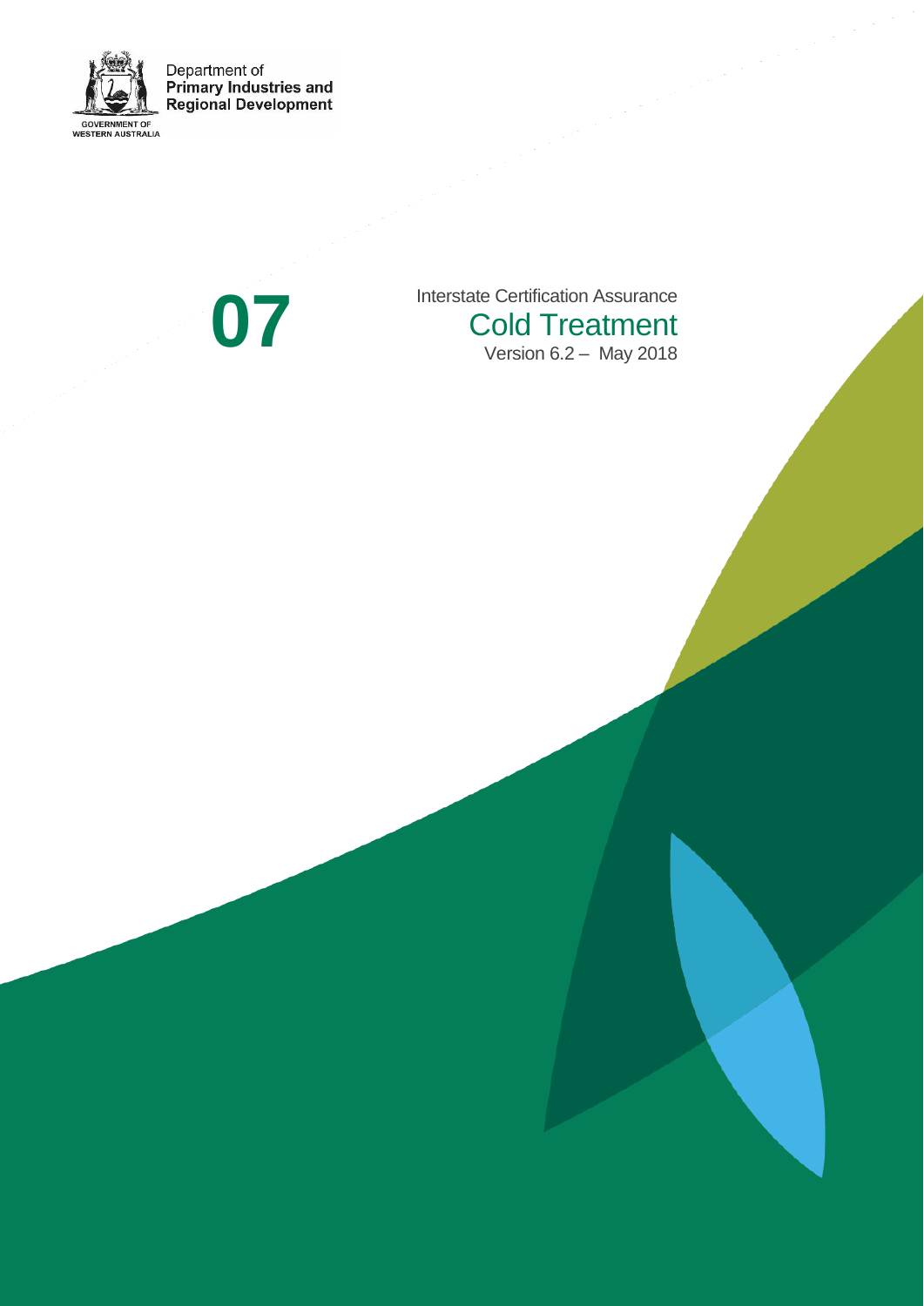Department of
**Primary Industries and Regional Development**

GOVERNMENT OF
WESTERN AUSTRALIA

# 07

Interstate Certification Assurance

## Cold Treatment

Version 6.2 – May 2018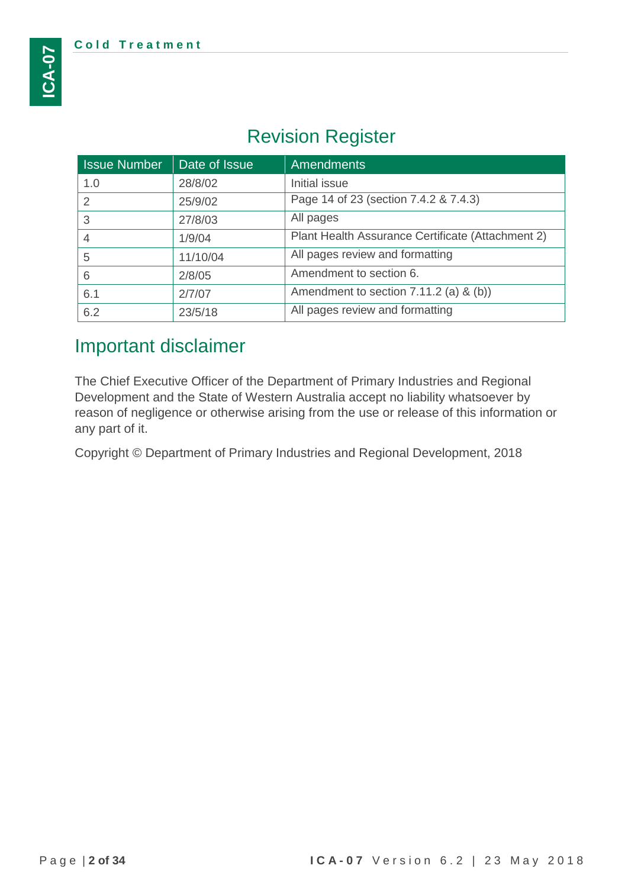## Revision Register

| Issue Number | Date of Issue | Amendments |
|---|---|---|
| 1.0 | 28/8/02 | Initial issue |
| 2 | 25/9/02 | Page 14 of 23 (section 7.4.2 & 7.4.3) |
| 3 | 27/8/03 | All pages |
| 4 | 1/9/04 | Plant Health Assurance Certificate (Attachment 2) |
| 5 | 11/10/04 | All pages review and formatting |
| 6 | 2/8/05 | Amendment to section 6. |
| 6.1 | 2/7/07 | Amendment to section 7.11.2 (a) & (b)) |
| 6.2 | 23/5/18 | All pages review and formatting |

## Important disclaimer

The Chief Executive Officer of the Department of Primary Industries and Regional Development and the State of Western Australia accept no liability whatsoever by reason of negligence or otherwise arising from the use or release of this information or any part of it.

Copyright © Department of Primary Industries and Regional Development, 2018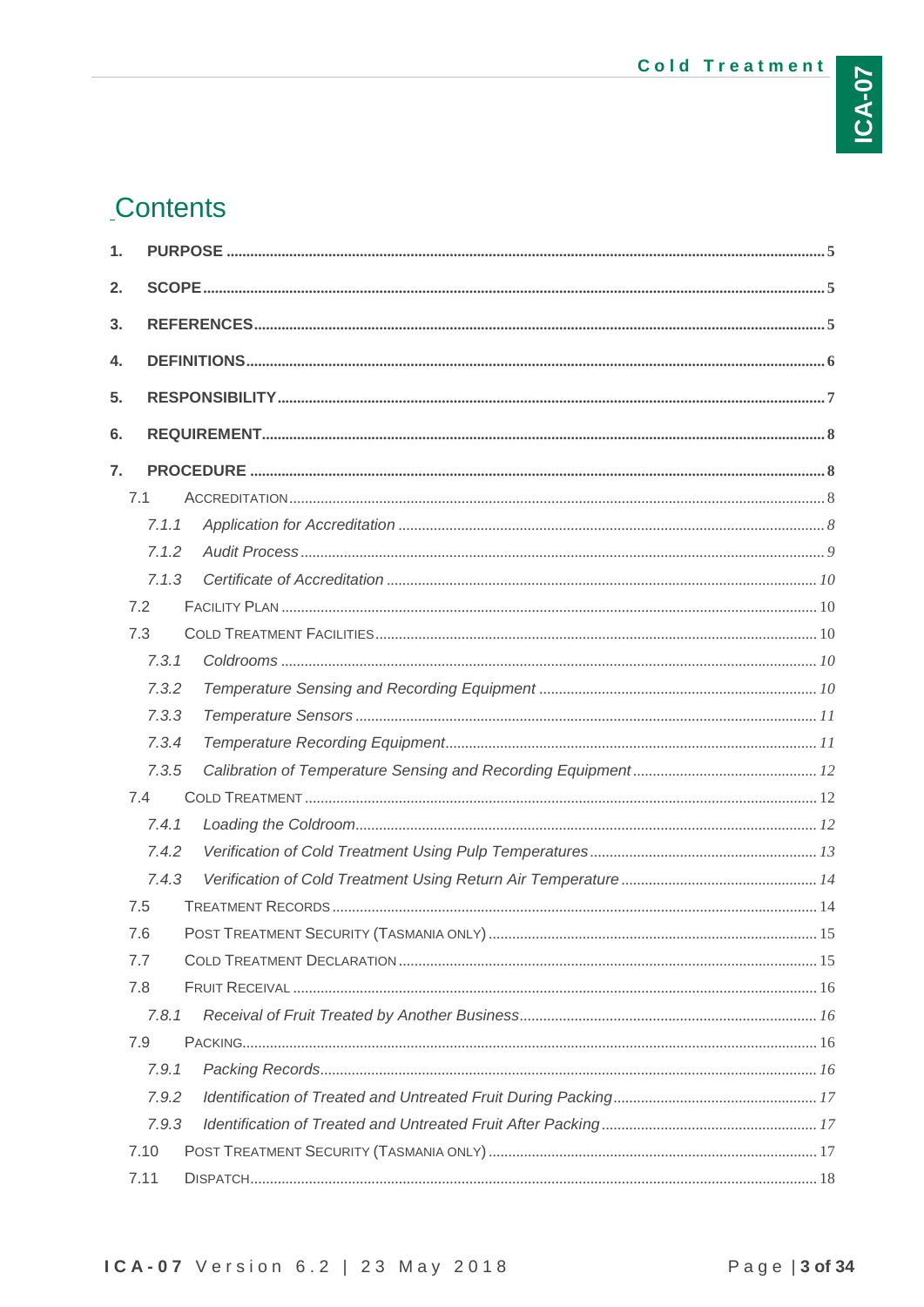# Contents

1. **PURPOSE** ........................................ 5
2. **SCOPE** ........................................ 5
3. **REFERENCES** ........................................ 5
4. **DEFINITIONS** ........................................ 6
5. **RESPONSIBILITY** ........................................ 7
6. **REQUIREMENT** ........................................ 8
7. **PROCEDURE** ........................................ 8
   - 7.1 ACCREDITATION ........................................ 8
     - *7.1.1 Application for Accreditation* ........................................ 8
     - *7.1.2 Audit Process* ........................................ 9
     - *7.1.3 Certificate of Accreditation* ........................................ 10
   - 7.2 FACILITY PLAN ........................................ 10
   - 7.3 COLD TREATMENT FACILITIES ........................................ 10
     - *7.3.1 Coldrooms* ........................................ 10
     - *7.3.2 Temperature Sensing and Recording Equipment* ........................................ 10
     - *7.3.3 Temperature Sensors* ........................................ 11
     - *7.3.4 Temperature Recording Equipment* ........................................ 11
     - *7.3.5 Calibration of Temperature Sensing and Recording Equipment* ........................................ 12
   - 7.4 COLD TREATMENT ........................................ 12
     - *7.4.1 Loading the Coldroom* ........................................ 12
     - *7.4.2 Verification of Cold Treatment Using Pulp Temperatures* ........................................ 13
     - *7.4.3 Verification of Cold Treatment Using Return Air Temperature* ........................................ 14
   - 7.5 TREATMENT RECORDS ........................................ 14
   - 7.6 POST TREATMENT SECURITY (TASMANIA ONLY) ........................................ 15
   - 7.7 COLD TREATMENT DECLARATION ........................................ 15
   - 7.8 FRUIT RECEIVAL ........................................ 16
     - *7.8.1 Receival of Fruit Treated by Another Business* ........................................ 16
   - 7.9 PACKING ........................................ 16
     - *7.9.1 Packing Records* ........................................ 16
     - *7.9.2 Identification of Treated and Untreated Fruit During Packing* ........................................ 17
     - *7.9.3 Identification of Treated and Untreated Fruit After Packing* ........................................ 17
   - 7.10 POST TREATMENT SECURITY (TASMANIA ONLY) ........................................ 17
   - 7.11 DISPATCH ........................................ 18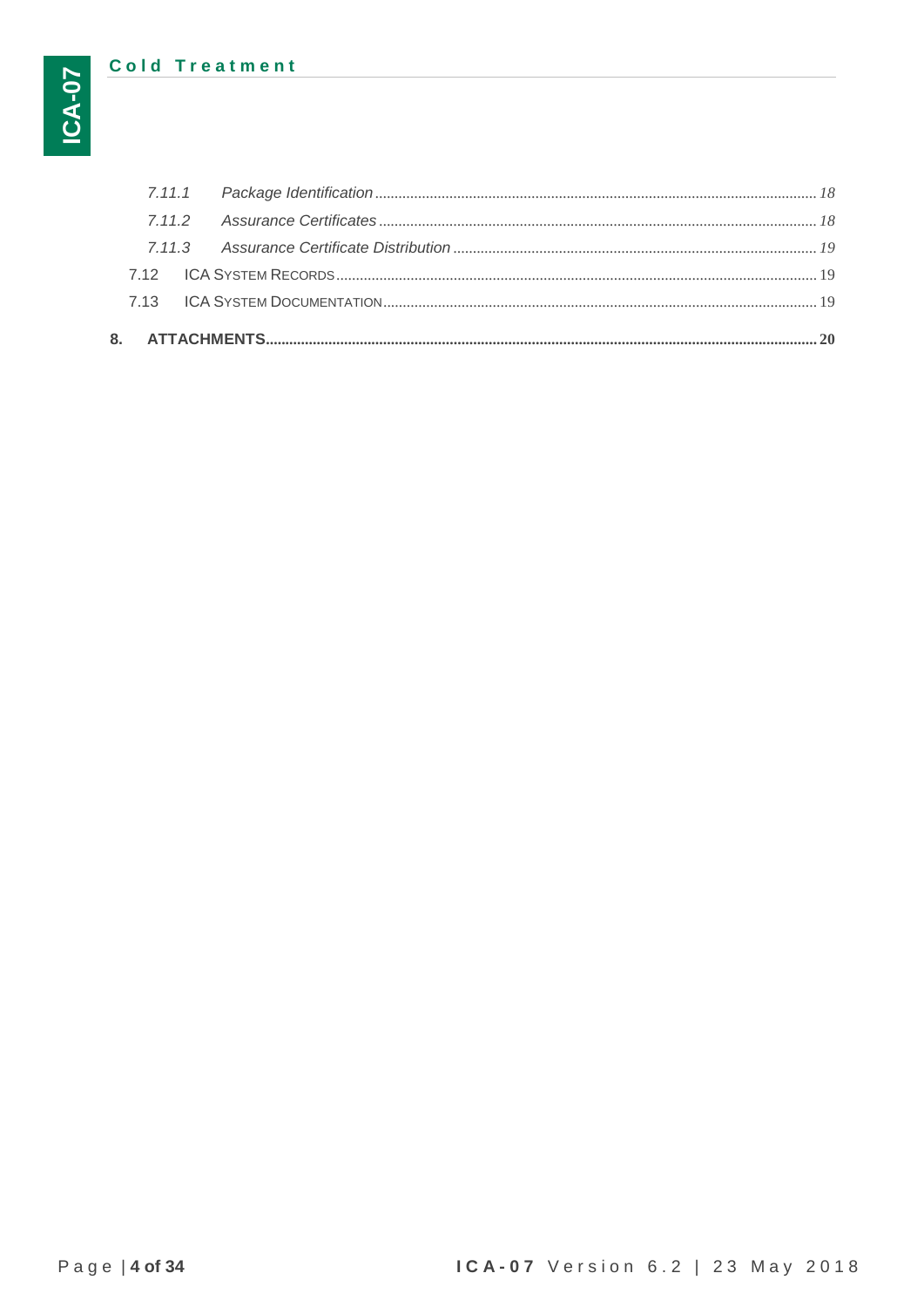7.11.1 *Package Identification* ... 18

7.11.2 *Assurance Certificates* ... 18

7.11.3 *Assurance Certificate Distribution* ... 19

7.12 ICA SYSTEM RECORDS ... 19

7.13 ICA SYSTEM DOCUMENTATION ... 19

**8. ATTACHMENTS ... 20**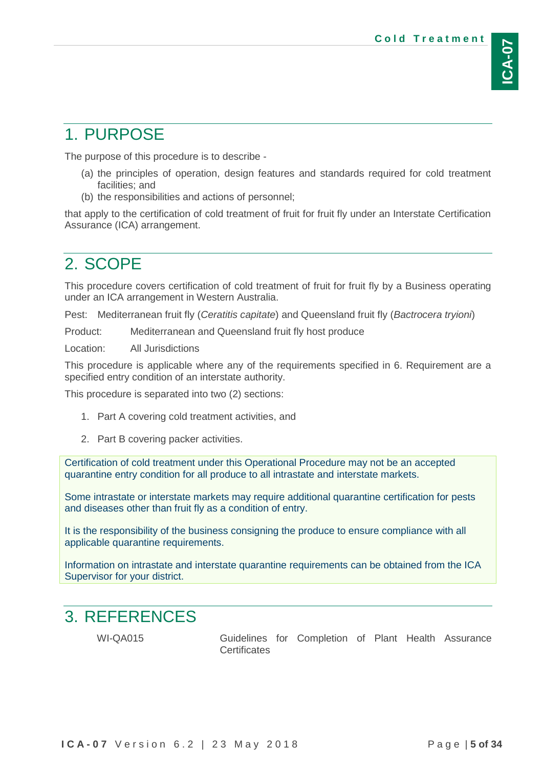# 1. PURPOSE

The purpose of this procedure is to describe -

(a) the principles of operation, design features and standards required for cold treatment facilities; and
(b) the responsibilities and actions of personnel;

that apply to the certification of cold treatment of fruit for fruit fly under an Interstate Certification Assurance (ICA) arrangement.

# 2. SCOPE

This procedure covers certification of cold treatment of fruit for fruit fly by a Business operating under an ICA arrangement in Western Australia.

Pest: Mediterranean fruit fly (*Ceratitis capitate*) and Queensland fruit fly (*Bactrocera tryioni*)

Product: Mediterranean and Queensland fruit fly host produce

Location: All Jurisdictions

This procedure is applicable where any of the requirements specified in 6. Requirement are a specified entry condition of an interstate authority.

This procedure is separated into two (2) sections:

1. Part A covering cold treatment activities, and
2. Part B covering packer activities.

Certification of cold treatment under this Operational Procedure may not be an accepted quarantine entry condition for all produce to all intrastate and interstate markets.

Some intrastate or interstate markets may require additional quarantine certification for pests and diseases other than fruit fly as a condition of entry.

It is the responsibility of the business consigning the produce to ensure compliance with all applicable quarantine requirements.

Information on intrastate and interstate quarantine requirements can be obtained from the ICA Supervisor for your district.

# 3. REFERENCES

| | |
|---|---|
| WI-QA015 | Guidelines for Completion of Plant Health Assurance Certificates |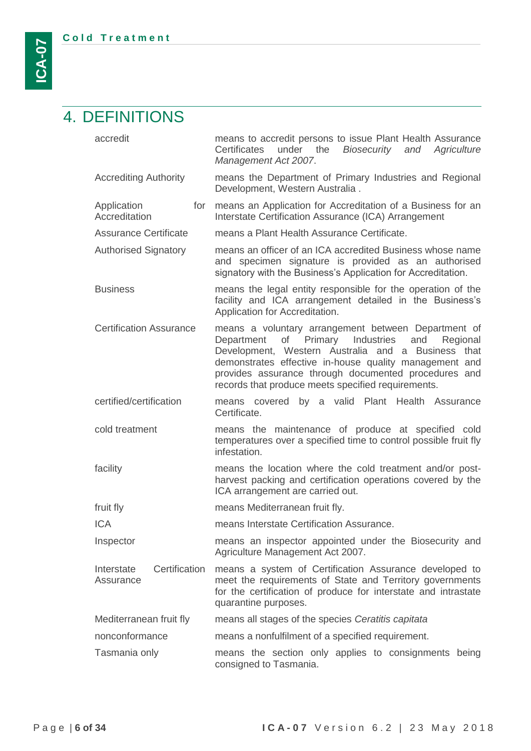# 4. DEFINITIONS

| | |
|---|---|
| accredit | means to accredit persons to issue Plant Health Assurance Certificates under the *Biosecurity and Agriculture Management Act 2007*. |
| Accrediting Authority | means the Department of Primary Industries and Regional Development, Western Australia . |
| Application for Accreditation | means an Application for Accreditation of a Business for an Interstate Certification Assurance (ICA) Arrangement |
| Assurance Certificate | means a Plant Health Assurance Certificate. |
| Authorised Signatory | means an officer of an ICA accredited Business whose name and specimen signature is provided as an authorised signatory with the Business's Application for Accreditation. |
| Business | means the legal entity responsible for the operation of the facility and ICA arrangement detailed in the Business's Application for Accreditation. |
| Certification Assurance | means a voluntary arrangement between Department of Department of Primary Industries and Regional Development, Western Australia and a Business that demonstrates effective in-house quality management and provides assurance through documented procedures and records that produce meets specified requirements. |
| certified/certification | means covered by a valid Plant Health Assurance Certificate. |
| cold treatment | means the maintenance of produce at specified cold temperatures over a specified time to control possible fruit fly infestation. |
| facility | means the location where the cold treatment and/or post-harvest packing and certification operations covered by the ICA arrangement are carried out. |
| fruit fly | means Mediterranean fruit fly. |
| ICA | means Interstate Certification Assurance. |
| Inspector | means an inspector appointed under the Biosecurity and Agriculture Management Act 2007. |
| Interstate Certification Assurance | means a system of Certification Assurance developed to meet the requirements of State and Territory governments for the certification of produce for interstate and intrastate quarantine purposes. |
| Mediterranean fruit fly | means all stages of the species *Ceratitis capitata* |
| nonconformance | means a nonfulfilment of a specified requirement. |
| Tasmania only | means the section only applies to consignments being consigned to Tasmania. |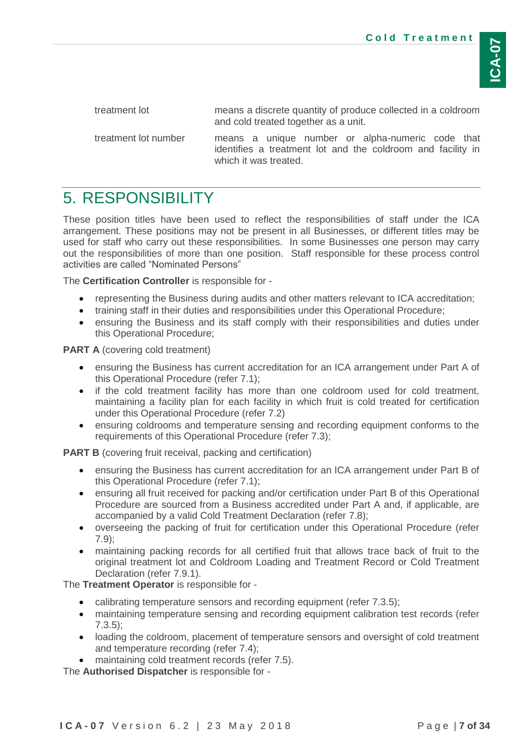| | |
|---|---|
| treatment lot | means a discrete quantity of produce collected in a coldroom and cold treated together as a unit. |
| treatment lot number | means a unique number or alpha-numeric code that identifies a treatment lot and the coldroom and facility in which it was treated. |

# 5. RESPONSIBILITY

These position titles have been used to reflect the responsibilities of staff under the ICA arrangement. These positions may not be present in all Businesses, or different titles may be used for staff who carry out these responsibilities. In some Businesses one person may carry out the responsibilities of more than one position. Staff responsible for these process control activities are called "Nominated Persons"

The **Certification Controller** is responsible for -

- representing the Business during audits and other matters relevant to ICA accreditation;
- training staff in their duties and responsibilities under this Operational Procedure;
- ensuring the Business and its staff comply with their responsibilities and duties under this Operational Procedure;

**PART A** (covering cold treatment)

- ensuring the Business has current accreditation for an ICA arrangement under Part A of this Operational Procedure (refer 7.1);
- if the cold treatment facility has more than one coldroom used for cold treatment, maintaining a facility plan for each facility in which fruit is cold treated for certification under this Operational Procedure (refer 7.2)
- ensuring coldrooms and temperature sensing and recording equipment conforms to the requirements of this Operational Procedure (refer 7.3);

**PART B** (covering fruit receival, packing and certification)

- ensuring the Business has current accreditation for an ICA arrangement under Part B of this Operational Procedure (refer 7.1);
- ensuring all fruit received for packing and/or certification under Part B of this Operational Procedure are sourced from a Business accredited under Part A and, if applicable, are accompanied by a valid Cold Treatment Declaration (refer 7.8);
- overseeing the packing of fruit for certification under this Operational Procedure (refer 7.9);
- maintaining packing records for all certified fruit that allows trace back of fruit to the original treatment lot and Coldroom Loading and Treatment Record or Cold Treatment Declaration (refer 7.9.1).

The **Treatment Operator** is responsible for -

- calibrating temperature sensors and recording equipment (refer 7.3.5);
- maintaining temperature sensing and recording equipment calibration test records (refer 7.3.5);
- loading the coldroom, placement of temperature sensors and oversight of cold treatment and temperature recording (refer 7.4);
- maintaining cold treatment records (refer 7.5).

The **Authorised Dispatcher** is responsible for -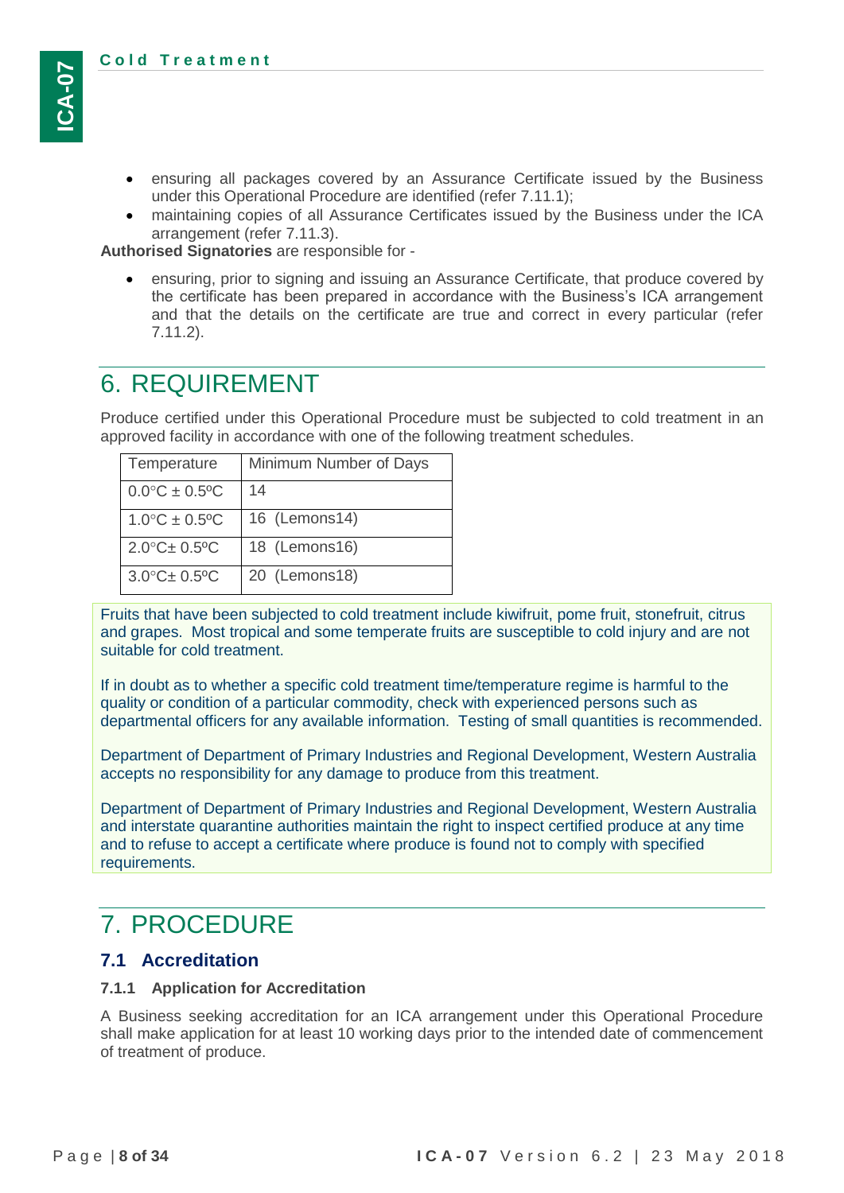- ensuring all packages covered by an Assurance Certificate issued by the Business under this Operational Procedure are identified (refer 7.11.1);
- maintaining copies of all Assurance Certificates issued by the Business under the ICA arrangement (refer 7.11.3).

**Authorised Signatories** are responsible for -

- ensuring, prior to signing and issuing an Assurance Certificate, that produce covered by the certificate has been prepared in accordance with the Business's ICA arrangement and that the details on the certificate are true and correct in every particular (refer 7.11.2).

# 6. REQUIREMENT

Produce certified under this Operational Procedure must be subjected to cold treatment in an approved facility in accordance with one of the following treatment schedules.

| Temperature | Minimum Number of Days |
|---|---|
| 0.0°C ± 0.5ºC | 14 |
| 1.0°C ± 0.5ºC | 16 (Lemons14) |
| 2.0°C± 0.5ºC | 18 (Lemons16) |
| 3.0°C± 0.5ºC | 20 (Lemons18) |

Fruits that have been subjected to cold treatment include kiwifruit, pome fruit, stonefruit, citrus and grapes. Most tropical and some temperate fruits are susceptible to cold injury and are not suitable for cold treatment.

If in doubt as to whether a specific cold treatment time/temperature regime is harmful to the quality or condition of a particular commodity, check with experienced persons such as departmental officers for any available information. Testing of small quantities is recommended.

Department of Department of Primary Industries and Regional Development, Western Australia accepts no responsibility for any damage to produce from this treatment.

Department of Department of Primary Industries and Regional Development, Western Australia and interstate quarantine authorities maintain the right to inspect certified produce at any time and to refuse to accept a certificate where produce is found not to comply with specified requirements.

# 7. PROCEDURE

## 7.1 Accreditation

### 7.1.1 Application for Accreditation

A Business seeking accreditation for an ICA arrangement under this Operational Procedure shall make application for at least 10 working days prior to the intended date of commencement of treatment of produce.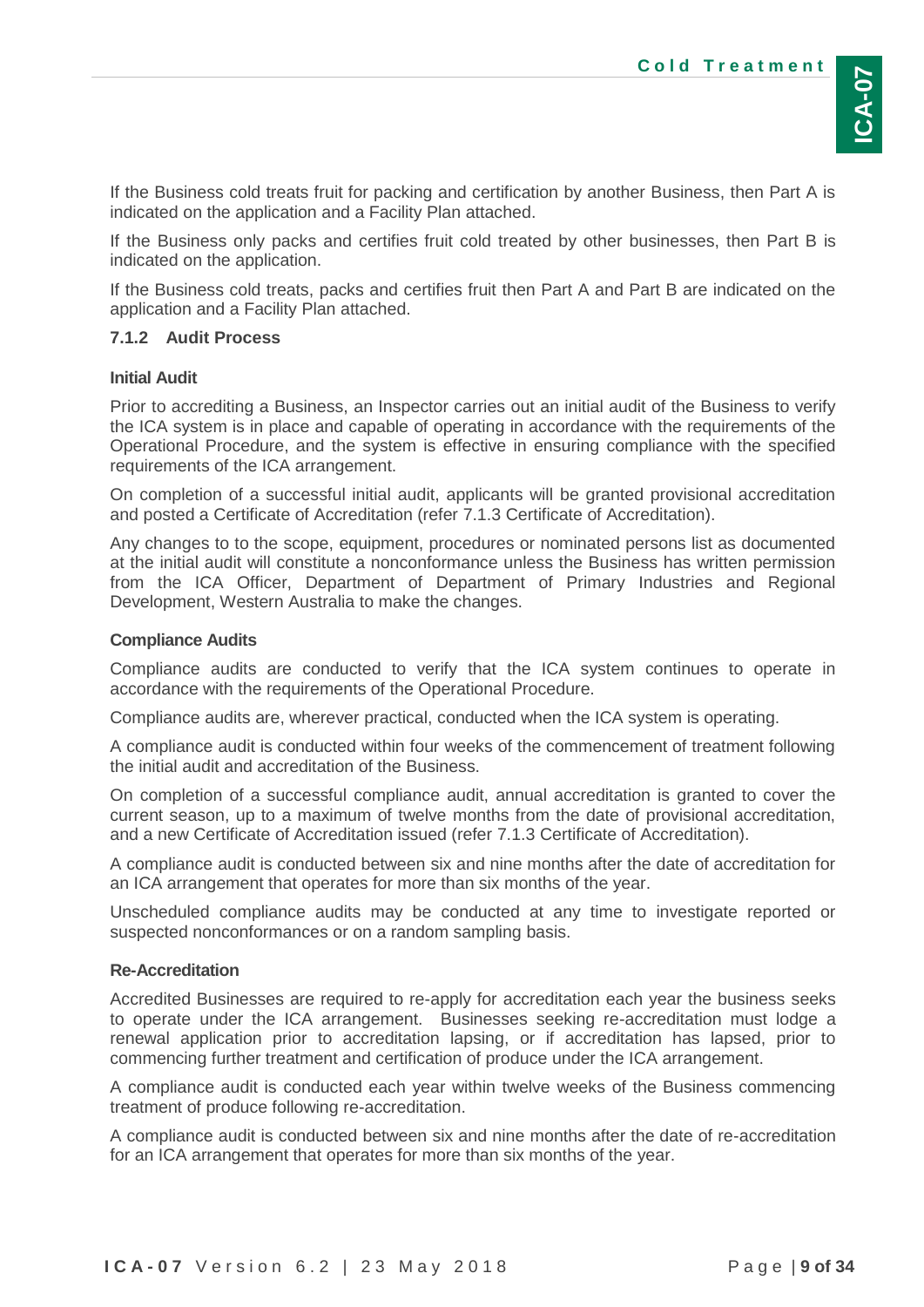If the Business cold treats fruit for packing and certification by another Business, then Part A is indicated on the application and a Facility Plan attached.

If the Business only packs and certifies fruit cold treated by other businesses, then Part B is indicated on the application.

If the Business cold treats, packs and certifies fruit then Part A and Part B are indicated on the application and a Facility Plan attached.

### 7.1.2 Audit Process

#### Initial Audit

Prior to accrediting a Business, an Inspector carries out an initial audit of the Business to verify the ICA system is in place and capable of operating in accordance with the requirements of the Operational Procedure, and the system is effective in ensuring compliance with the specified requirements of the ICA arrangement.

On completion of a successful initial audit, applicants will be granted provisional accreditation and posted a Certificate of Accreditation (refer 7.1.3 Certificate of Accreditation).

Any changes to to the scope, equipment, procedures or nominated persons list as documented at the initial audit will constitute a nonconformance unless the Business has written permission from the ICA Officer, Department of Department of Primary Industries and Regional Development, Western Australia to make the changes.

#### Compliance Audits

Compliance audits are conducted to verify that the ICA system continues to operate in accordance with the requirements of the Operational Procedure.

Compliance audits are, wherever practical, conducted when the ICA system is operating.

A compliance audit is conducted within four weeks of the commencement of treatment following the initial audit and accreditation of the Business.

On completion of a successful compliance audit, annual accreditation is granted to cover the current season, up to a maximum of twelve months from the date of provisional accreditation, and a new Certificate of Accreditation issued (refer 7.1.3 Certificate of Accreditation).

A compliance audit is conducted between six and nine months after the date of accreditation for an ICA arrangement that operates for more than six months of the year.

Unscheduled compliance audits may be conducted at any time to investigate reported or suspected nonconformances or on a random sampling basis.

#### Re-Accreditation

Accredited Businesses are required to re-apply for accreditation each year the business seeks to operate under the ICA arrangement. Businesses seeking re-accreditation must lodge a renewal application prior to accreditation lapsing, or if accreditation has lapsed, prior to commencing further treatment and certification of produce under the ICA arrangement.

A compliance audit is conducted each year within twelve weeks of the Business commencing treatment of produce following re-accreditation.

A compliance audit is conducted between six and nine months after the date of re-accreditation for an ICA arrangement that operates for more than six months of the year.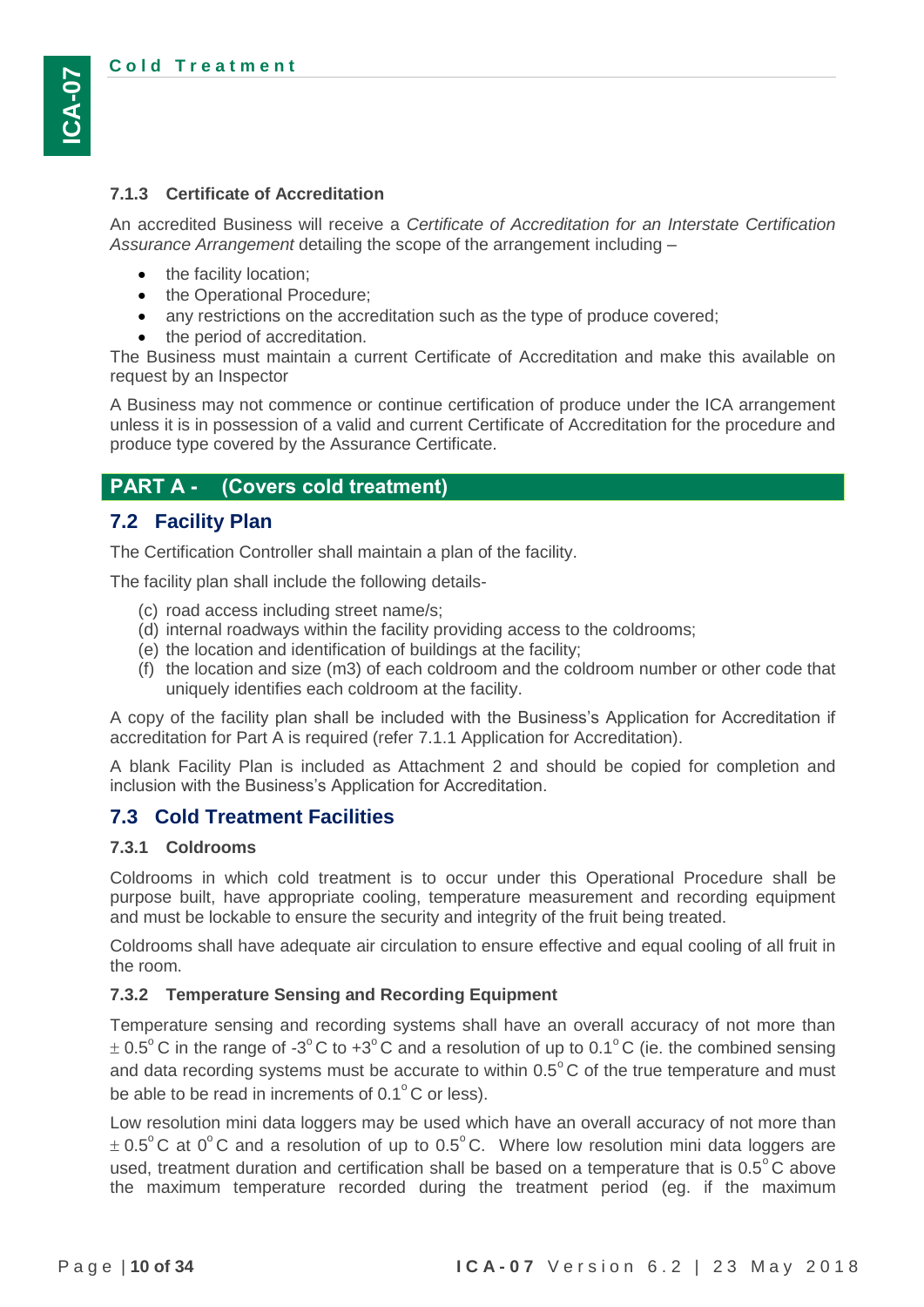#### 7.1.3 Certificate of Accreditation

An accredited Business will receive a *Certificate of Accreditation for an Interstate Certification Assurance Arrangement* detailing the scope of the arrangement including –

- the facility location;
- the Operational Procedure;
- any restrictions on the accreditation such as the type of produce covered;
- the period of accreditation.

The Business must maintain a current Certificate of Accreditation and make this available on request by an Inspector

A Business may not commence or continue certification of produce under the ICA arrangement unless it is in possession of a valid and current Certificate of Accreditation for the procedure and produce type covered by the Assurance Certificate.

## PART A - (Covers cold treatment)

### 7.2 Facility Plan

The Certification Controller shall maintain a plan of the facility.

The facility plan shall include the following details-

(c) road access including street name/s;
(d) internal roadways within the facility providing access to the coldrooms;
(e) the location and identification of buildings at the facility;
(f) the location and size (m3) of each coldroom and the coldroom number or other code that uniquely identifies each coldroom at the facility.

A copy of the facility plan shall be included with the Business's Application for Accreditation if accreditation for Part A is required (refer 7.1.1 Application for Accreditation).

A blank Facility Plan is included as Attachment 2 and should be copied for completion and inclusion with the Business's Application for Accreditation.

### 7.3 Cold Treatment Facilities

#### 7.3.1 Coldrooms

Coldrooms in which cold treatment is to occur under this Operational Procedure shall be purpose built, have appropriate cooling, temperature measurement and recording equipment and must be lockable to ensure the security and integrity of the fruit being treated.

Coldrooms shall have adequate air circulation to ensure effective and equal cooling of all fruit in the room.

#### 7.3.2 Temperature Sensing and Recording Equipment

Temperature sensing and recording systems shall have an overall accuracy of not more than $\pm 0.5^{o}$C in the range of $-3^{o}$C to $+3^{o}$C and a resolution of up to $0.1^{o}$C (ie. the combined sensing and data recording systems must be accurate to within $0.5^{o}$C of the true temperature and must be able to be read in increments of $0.1^{o}$C or less).

Low resolution mini data loggers may be used which have an overall accuracy of not more than $\pm 0.5^{o}$C at $0^{o}$C and a resolution of up to $0.5^{o}$C. Where low resolution mini data loggers are used, treatment duration and certification shall be based on a temperature that is $0.5^{o}$C above the maximum temperature recorded during the treatment period (eg. if the maximum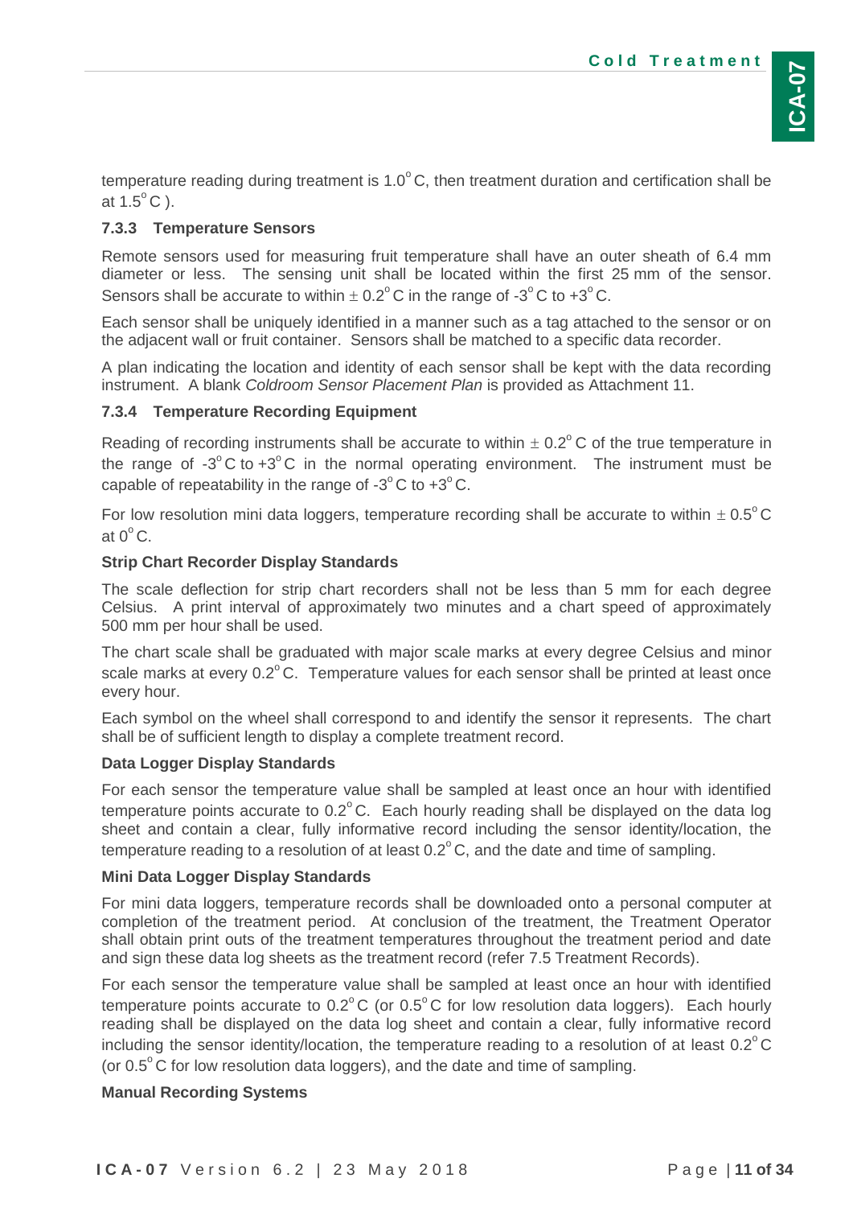temperature reading during treatment is 1.0° C, then treatment duration and certification shall be at 1.5° C ).

### 7.3.3 Temperature Sensors

Remote sensors used for measuring fruit temperature shall have an outer sheath of 6.4 mm diameter or less. The sensing unit shall be located within the first 25 mm of the sensor. Sensors shall be accurate to within ± 0.2° C in the range of -3° C to +3° C.

Each sensor shall be uniquely identified in a manner such as a tag attached to the sensor or on the adjacent wall or fruit container. Sensors shall be matched to a specific data recorder.

A plan indicating the location and identity of each sensor shall be kept with the data recording instrument. A blank *Coldroom Sensor Placement Plan* is provided as Attachment 11.

### 7.3.4 Temperature Recording Equipment

Reading of recording instruments shall be accurate to within ± 0.2° C of the true temperature in the range of -3° C to +3° C in the normal operating environment. The instrument must be capable of repeatability in the range of -3° C to +3° C.

For low resolution mini data loggers, temperature recording shall be accurate to within ± 0.5° C at 0° C.

**Strip Chart Recorder Display Standards**

The scale deflection for strip chart recorders shall not be less than 5 mm for each degree Celsius. A print interval of approximately two minutes and a chart speed of approximately 500 mm per hour shall be used.

The chart scale shall be graduated with major scale marks at every degree Celsius and minor scale marks at every 0.2° C. Temperature values for each sensor shall be printed at least once every hour.

Each symbol on the wheel shall correspond to and identify the sensor it represents. The chart shall be of sufficient length to display a complete treatment record.

**Data Logger Display Standards**

For each sensor the temperature value shall be sampled at least once an hour with identified temperature points accurate to 0.2° C. Each hourly reading shall be displayed on the data log sheet and contain a clear, fully informative record including the sensor identity/location, the temperature reading to a resolution of at least 0.2° C, and the date and time of sampling.

**Mini Data Logger Display Standards**

For mini data loggers, temperature records shall be downloaded onto a personal computer at completion of the treatment period. At conclusion of the treatment, the Treatment Operator shall obtain print outs of the treatment temperatures throughout the treatment period and date and sign these data log sheets as the treatment record (refer 7.5 Treatment Records).

For each sensor the temperature value shall be sampled at least once an hour with identified temperature points accurate to 0.2° C (or 0.5° C for low resolution data loggers). Each hourly reading shall be displayed on the data log sheet and contain a clear, fully informative record including the sensor identity/location, the temperature reading to a resolution of at least 0.2° C (or 0.5° C for low resolution data loggers), and the date and time of sampling.

**Manual Recording Systems**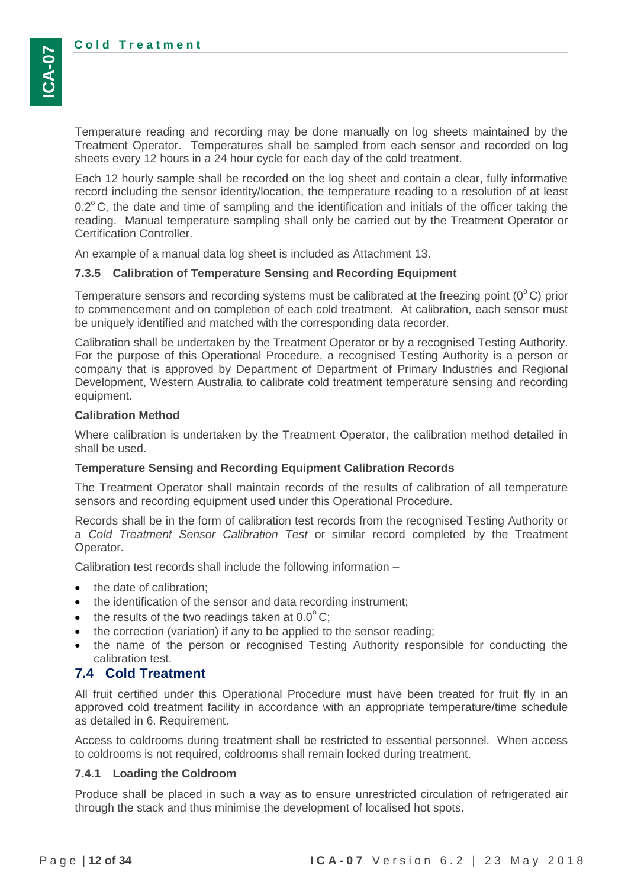Temperature reading and recording may be done manually on log sheets maintained by the Treatment Operator. Temperatures shall be sampled from each sensor and recorded on log sheets every 12 hours in a 24 hour cycle for each day of the cold treatment.

Each 12 hourly sample shall be recorded on the log sheet and contain a clear, fully informative record including the sensor identity/location, the temperature reading to a resolution of at least 0.2$^{o}$C, the date and time of sampling and the identification and initials of the officer taking the reading. Manual temperature sampling shall only be carried out by the Treatment Operator or Certification Controller.

An example of a manual data log sheet is included as Attachment 13.

### 7.3.5 Calibration of Temperature Sensing and Recording Equipment

Temperature sensors and recording systems must be calibrated at the freezing point (0$^{o}$C) prior to commencement and on completion of each cold treatment. At calibration, each sensor must be uniquely identified and matched with the corresponding data recorder.

Calibration shall be undertaken by the Treatment Operator or by a recognised Testing Authority. For the purpose of this Operational Procedure, a recognised Testing Authority is a person or company that is approved by Department of Department of Primary Industries and Regional Development, Western Australia to calibrate cold treatment temperature sensing and recording equipment.

**Calibration Method**

Where calibration is undertaken by the Treatment Operator, the calibration method detailed in shall be used.

**Temperature Sensing and Recording Equipment Calibration Records**

The Treatment Operator shall maintain records of the results of calibration of all temperature sensors and recording equipment used under this Operational Procedure.

Records shall be in the form of calibration test records from the recognised Testing Authority or a *Cold Treatment Sensor Calibration Test* or similar record completed by the Treatment Operator.

Calibration test records shall include the following information –

- the date of calibration;
- the identification of the sensor and data recording instrument;
- the results of the two readings taken at 0.0$^{o}$C;
- the correction (variation) if any to be applied to the sensor reading;
- the name of the person or recognised Testing Authority responsible for conducting the calibration test.

## 7.4 Cold Treatment

All fruit certified under this Operational Procedure must have been treated for fruit fly in an approved cold treatment facility in accordance with an appropriate temperature/time schedule as detailed in 6. Requirement.

Access to coldrooms during treatment shall be restricted to essential personnel. When access to coldrooms is not required, coldrooms shall remain locked during treatment.

### 7.4.1 Loading the Coldroom

Produce shall be placed in such a way as to ensure unrestricted circulation of refrigerated air through the stack and thus minimise the development of localised hot spots.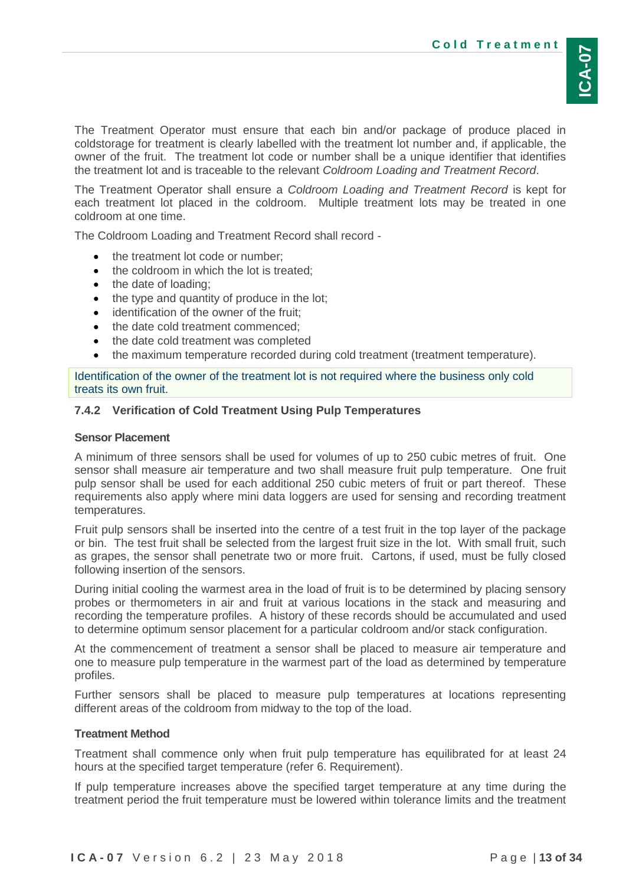The Treatment Operator must ensure that each bin and/or package of produce placed in coldstorage for treatment is clearly labelled with the treatment lot number and, if applicable, the owner of the fruit. The treatment lot code or number shall be a unique identifier that identifies the treatment lot and is traceable to the relevant *Coldroom Loading and Treatment Record*.

The Treatment Operator shall ensure a *Coldroom Loading and Treatment Record* is kept for each treatment lot placed in the coldroom. Multiple treatment lots may be treated in one coldroom at one time.

The Coldroom Loading and Treatment Record shall record -

- the treatment lot code or number;
- the coldroom in which the lot is treated;
- the date of loading;
- the type and quantity of produce in the lot;
- identification of the owner of the fruit;
- the date cold treatment commenced;
- the date cold treatment was completed
- the maximum temperature recorded during cold treatment (treatment temperature).

Identification of the owner of the treatment lot is not required where the business only cold treats its own fruit.

### 7.4.2 Verification of Cold Treatment Using Pulp Temperatures

**Sensor Placement**

A minimum of three sensors shall be used for volumes of up to 250 cubic metres of fruit. One sensor shall measure air temperature and two shall measure fruit pulp temperature. One fruit pulp sensor shall be used for each additional 250 cubic meters of fruit or part thereof. These requirements also apply where mini data loggers are used for sensing and recording treatment temperatures.

Fruit pulp sensors shall be inserted into the centre of a test fruit in the top layer of the package or bin. The test fruit shall be selected from the largest fruit size in the lot. With small fruit, such as grapes, the sensor shall penetrate two or more fruit. Cartons, if used, must be fully closed following insertion of the sensors.

During initial cooling the warmest area in the load of fruit is to be determined by placing sensory probes or thermometers in air and fruit at various locations in the stack and measuring and recording the temperature profiles. A history of these records should be accumulated and used to determine optimum sensor placement for a particular coldroom and/or stack configuration.

At the commencement of treatment a sensor shall be placed to measure air temperature and one to measure pulp temperature in the warmest part of the load as determined by temperature profiles.

Further sensors shall be placed to measure pulp temperatures at locations representing different areas of the coldroom from midway to the top of the load.

**Treatment Method**

Treatment shall commence only when fruit pulp temperature has equilibrated for at least 24 hours at the specified target temperature (refer 6. Requirement).

If pulp temperature increases above the specified target temperature at any time during the treatment period the fruit temperature must be lowered within tolerance limits and the treatment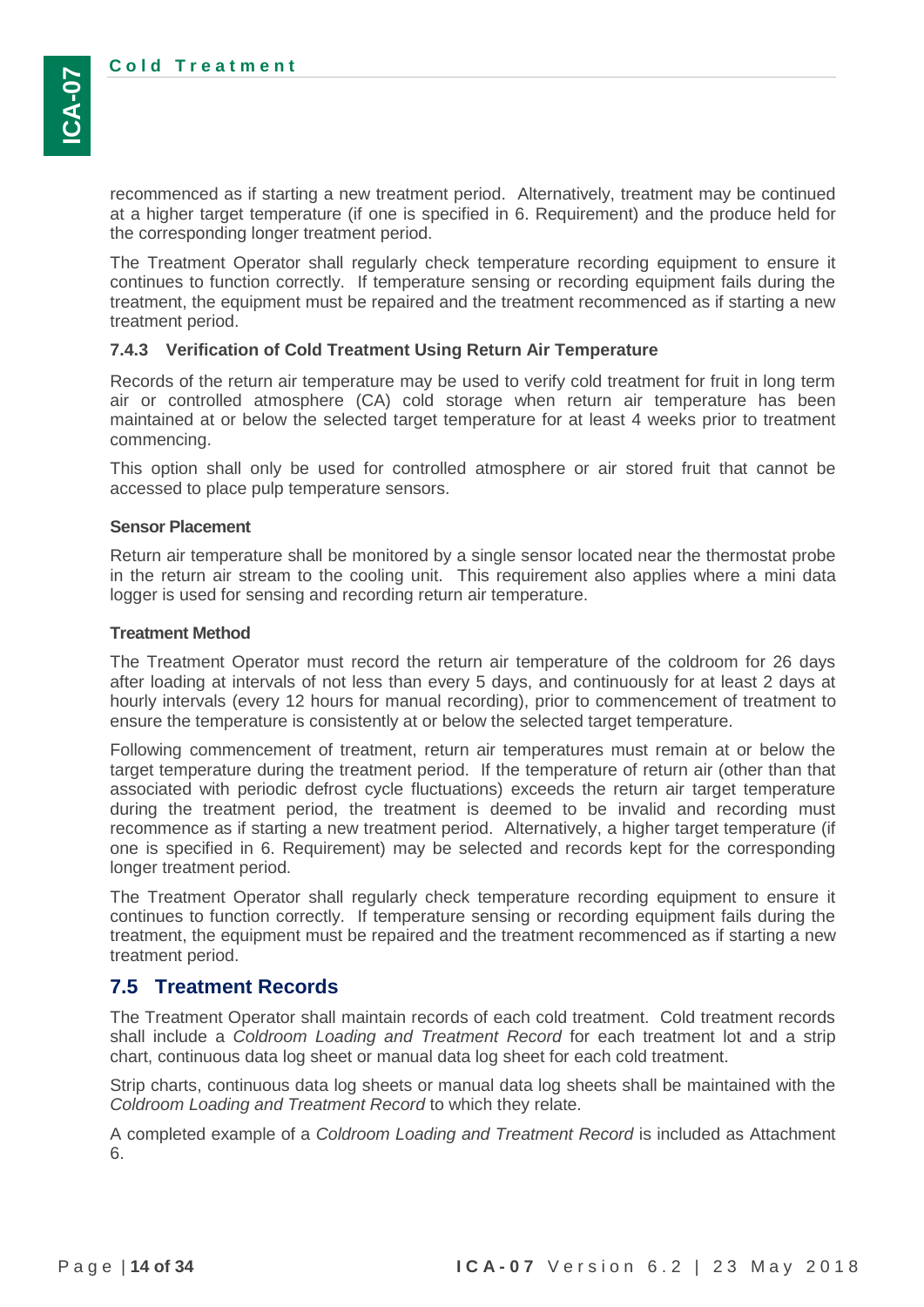recommenced as if starting a new treatment period. Alternatively, treatment may be continued at a higher target temperature (if one is specified in 6. Requirement) and the produce held for the corresponding longer treatment period.

The Treatment Operator shall regularly check temperature recording equipment to ensure it continues to function correctly. If temperature sensing or recording equipment fails during the treatment, the equipment must be repaired and the treatment recommenced as if starting a new treatment period.

### 7.4.3 Verification of Cold Treatment Using Return Air Temperature

Records of the return air temperature may be used to verify cold treatment for fruit in long term air or controlled atmosphere (CA) cold storage when return air temperature has been maintained at or below the selected target temperature for at least 4 weeks prior to treatment commencing.

This option shall only be used for controlled atmosphere or air stored fruit that cannot be accessed to place pulp temperature sensors.

**Sensor Placement**

Return air temperature shall be monitored by a single sensor located near the thermostat probe in the return air stream to the cooling unit. This requirement also applies where a mini data logger is used for sensing and recording return air temperature.

**Treatment Method**

The Treatment Operator must record the return air temperature of the coldroom for 26 days after loading at intervals of not less than every 5 days, and continuously for at least 2 days at hourly intervals (every 12 hours for manual recording), prior to commencement of treatment to ensure the temperature is consistently at or below the selected target temperature.

Following commencement of treatment, return air temperatures must remain at or below the target temperature during the treatment period. If the temperature of return air (other than that associated with periodic defrost cycle fluctuations) exceeds the return air target temperature during the treatment period, the treatment is deemed to be invalid and recording must recommence as if starting a new treatment period. Alternatively, a higher target temperature (if one is specified in 6. Requirement) may be selected and records kept for the corresponding longer treatment period.

The Treatment Operator shall regularly check temperature recording equipment to ensure it continues to function correctly. If temperature sensing or recording equipment fails during the treatment, the equipment must be repaired and the treatment recommenced as if starting a new treatment period.

## 7.5 Treatment Records

The Treatment Operator shall maintain records of each cold treatment. Cold treatment records shall include a *Coldroom Loading and Treatment Record* for each treatment lot and a strip chart, continuous data log sheet or manual data log sheet for each cold treatment.

Strip charts, continuous data log sheets or manual data log sheets shall be maintained with the *Coldroom Loading and Treatment Record* to which they relate.

A completed example of a *Coldroom Loading and Treatment Record* is included as Attachment 6.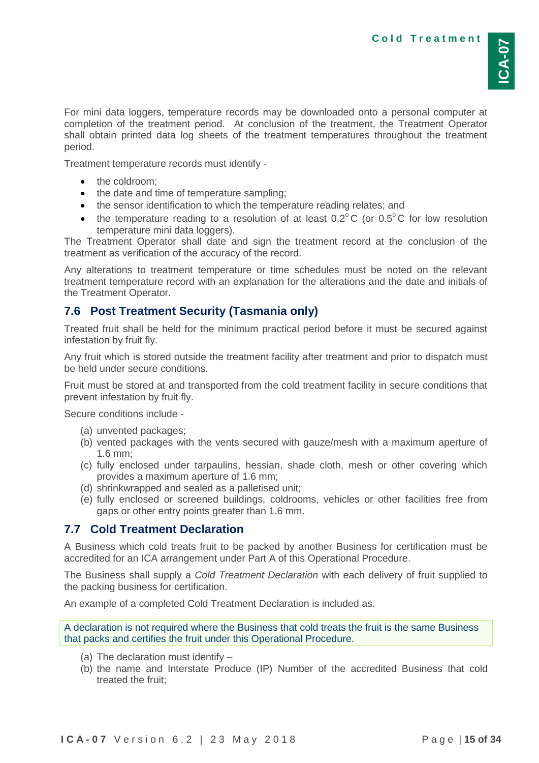For mini data loggers, temperature records may be downloaded onto a personal computer at completion of the treatment period. At conclusion of the treatment, the Treatment Operator shall obtain printed data log sheets of the treatment temperatures throughout the treatment period.

Treatment temperature records must identify -

- the coldroom;
- the date and time of temperature sampling;
- the sensor identification to which the temperature reading relates; and
- the temperature reading to a resolution of at least $0.2^{o}$C (or $0.5^{o}$C for low resolution temperature mini data loggers).

The Treatment Operator shall date and sign the treatment record at the conclusion of the treatment as verification of the accuracy of the record.

Any alterations to treatment temperature or time schedules must be noted on the relevant treatment temperature record with an explanation for the alterations and the date and initials of the Treatment Operator.

## 7.6 Post Treatment Security (Tasmania only)

Treated fruit shall be held for the minimum practical period before it must be secured against infestation by fruit fly.

Any fruit which is stored outside the treatment facility after treatment and prior to dispatch must be held under secure conditions.

Fruit must be stored at and transported from the cold treatment facility in secure conditions that prevent infestation by fruit fly.

Secure conditions include -

(a) unvented packages;
(b) vented packages with the vents secured with gauze/mesh with a maximum aperture of 1.6 mm;
(c) fully enclosed under tarpaulins, hessian, shade cloth, mesh or other covering which provides a maximum aperture of 1.6 mm;
(d) shrinkwrapped and sealed as a palletised unit;
(e) fully enclosed or screened buildings, coldrooms, vehicles or other facilities free from gaps or other entry points greater than 1.6 mm.

## 7.7 Cold Treatment Declaration

A Business which cold treats fruit to be packed by another Business for certification must be accredited for an ICA arrangement under Part A of this Operational Procedure.

The Business shall supply a *Cold Treatment Declaration* with each delivery of fruit supplied to the packing business for certification.

An example of a completed Cold Treatment Declaration is included as.

A declaration is not required where the Business that cold treats the fruit is the same Business that packs and certifies the fruit under this Operational Procedure.

(a) The declaration must identify –
(b) the name and Interstate Produce (IP) Number of the accredited Business that cold treated the fruit;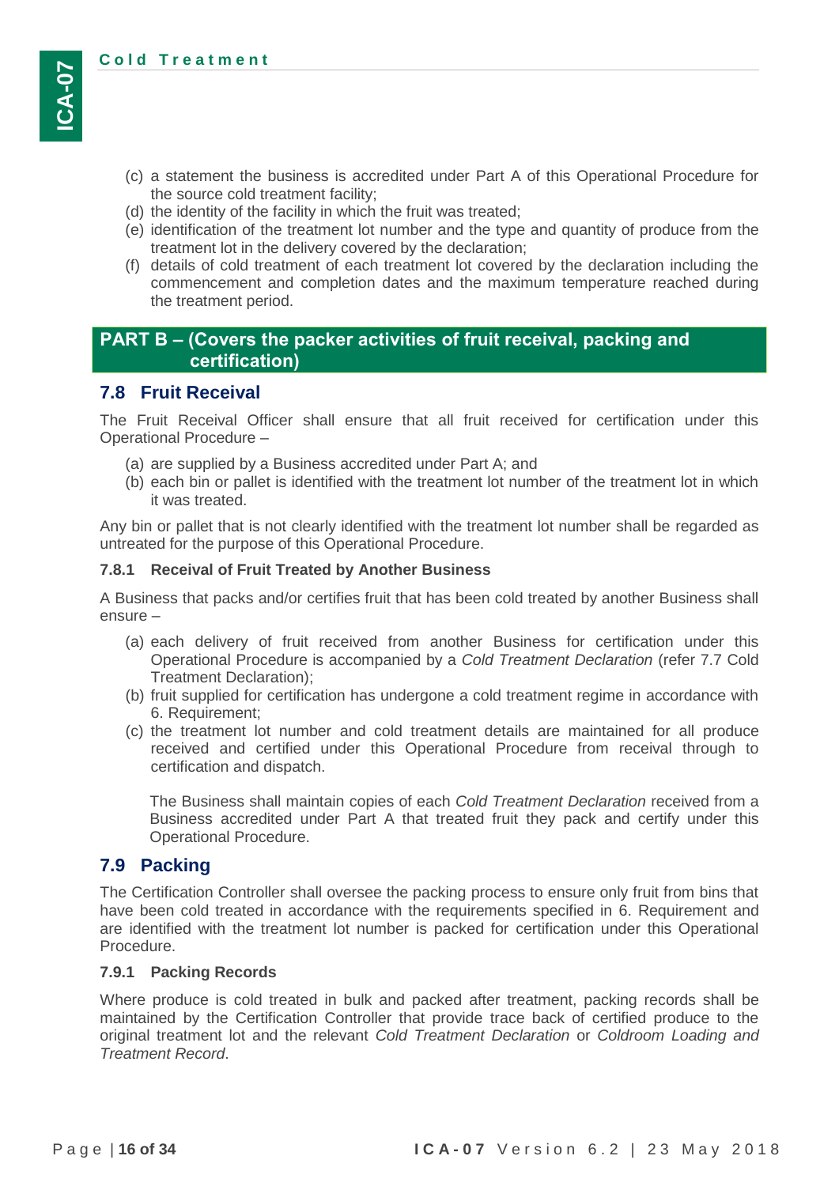(c) a statement the business is accredited under Part A of this Operational Procedure for the source cold treatment facility;
(d) the identity of the facility in which the fruit was treated;
(e) identification of the treatment lot number and the type and quantity of produce from the treatment lot in the delivery covered by the declaration;
(f) details of cold treatment of each treatment lot covered by the declaration including the commencement and completion dates and the maximum temperature reached during the treatment period.

## PART B – (Covers the packer activities of fruit receival, packing and certification)

## 7.8 Fruit Receival

The Fruit Receival Officer shall ensure that all fruit received for certification under this Operational Procedure –

(a) are supplied by a Business accredited under Part A; and
(b) each bin or pallet is identified with the treatment lot number of the treatment lot in which it was treated.

Any bin or pallet that is not clearly identified with the treatment lot number shall be regarded as untreated for the purpose of this Operational Procedure.

### 7.8.1 Receival of Fruit Treated by Another Business

A Business that packs and/or certifies fruit that has been cold treated by another Business shall ensure –

(a) each delivery of fruit received from another Business for certification under this Operational Procedure is accompanied by a *Cold Treatment Declaration* (refer 7.7 Cold Treatment Declaration);
(b) fruit supplied for certification has undergone a cold treatment regime in accordance with 6. Requirement;
(c) the treatment lot number and cold treatment details are maintained for all produce received and certified under this Operational Procedure from receival through to certification and dispatch.

The Business shall maintain copies of each *Cold Treatment Declaration* received from a Business accredited under Part A that treated fruit they pack and certify under this Operational Procedure.

## 7.9 Packing

The Certification Controller shall oversee the packing process to ensure only fruit from bins that have been cold treated in accordance with the requirements specified in 6. Requirement and are identified with the treatment lot number is packed for certification under this Operational Procedure.

### 7.9.1 Packing Records

Where produce is cold treated in bulk and packed after treatment, packing records shall be maintained by the Certification Controller that provide trace back of certified produce to the original treatment lot and the relevant *Cold Treatment Declaration* or *Coldroom Loading and Treatment Record*.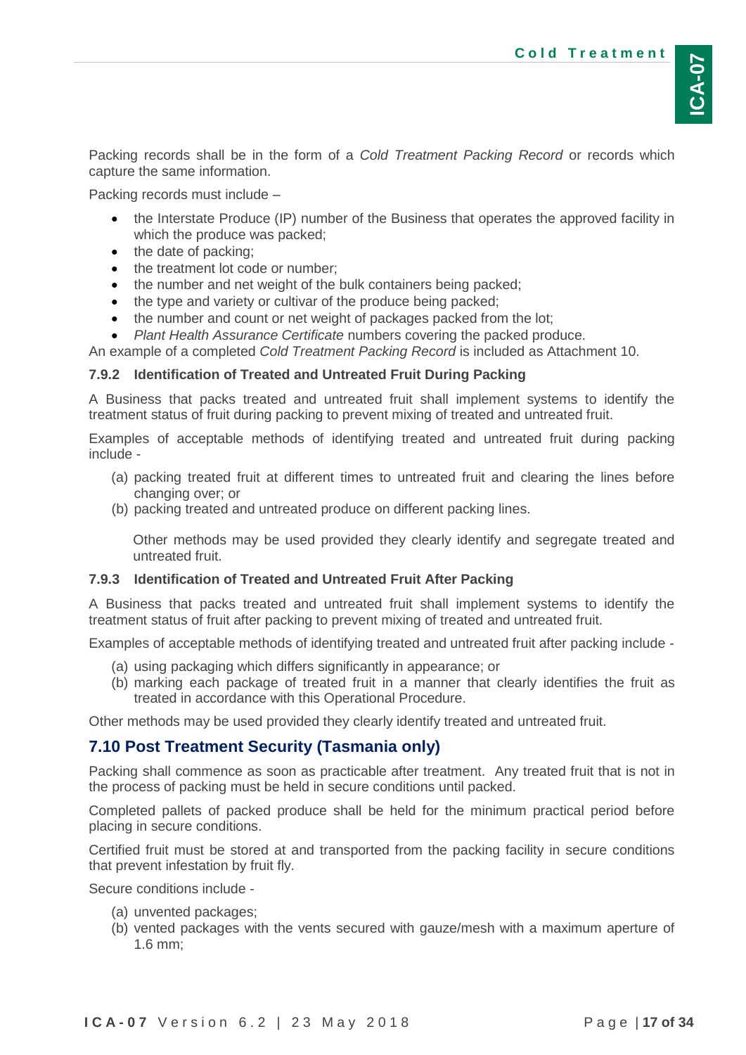Packing records shall be in the form of a *Cold Treatment Packing Record* or records which capture the same information.

Packing records must include –

- the Interstate Produce (IP) number of the Business that operates the approved facility in which the produce was packed;
- the date of packing;
- the treatment lot code or number;
- the number and net weight of the bulk containers being packed;
- the type and variety or cultivar of the produce being packed;
- the number and count or net weight of packages packed from the lot;
- *Plant Health Assurance Certificate* numbers covering the packed produce.

An example of a completed *Cold Treatment Packing Record* is included as Attachment 10.

#### 7.9.2 Identification of Treated and Untreated Fruit During Packing

A Business that packs treated and untreated fruit shall implement systems to identify the treatment status of fruit during packing to prevent mixing of treated and untreated fruit.

Examples of acceptable methods of identifying treated and untreated fruit during packing include -

(a) packing treated fruit at different times to untreated fruit and clearing the lines before changing over; or
(b) packing treated and untreated produce on different packing lines.

Other methods may be used provided they clearly identify and segregate treated and untreated fruit.

#### 7.9.3 Identification of Treated and Untreated Fruit After Packing

A Business that packs treated and untreated fruit shall implement systems to identify the treatment status of fruit after packing to prevent mixing of treated and untreated fruit.

Examples of acceptable methods of identifying treated and untreated fruit after packing include -

(a) using packaging which differs significantly in appearance; or
(b) marking each package of treated fruit in a manner that clearly identifies the fruit as treated in accordance with this Operational Procedure.

Other methods may be used provided they clearly identify treated and untreated fruit.

## 7.10 Post Treatment Security (Tasmania only)

Packing shall commence as soon as practicable after treatment. Any treated fruit that is not in the process of packing must be held in secure conditions until packed.

Completed pallets of packed produce shall be held for the minimum practical period before placing in secure conditions.

Certified fruit must be stored at and transported from the packing facility in secure conditions that prevent infestation by fruit fly.

Secure conditions include -

(a) unvented packages;
(b) vented packages with the vents secured with gauze/mesh with a maximum aperture of 1.6 mm;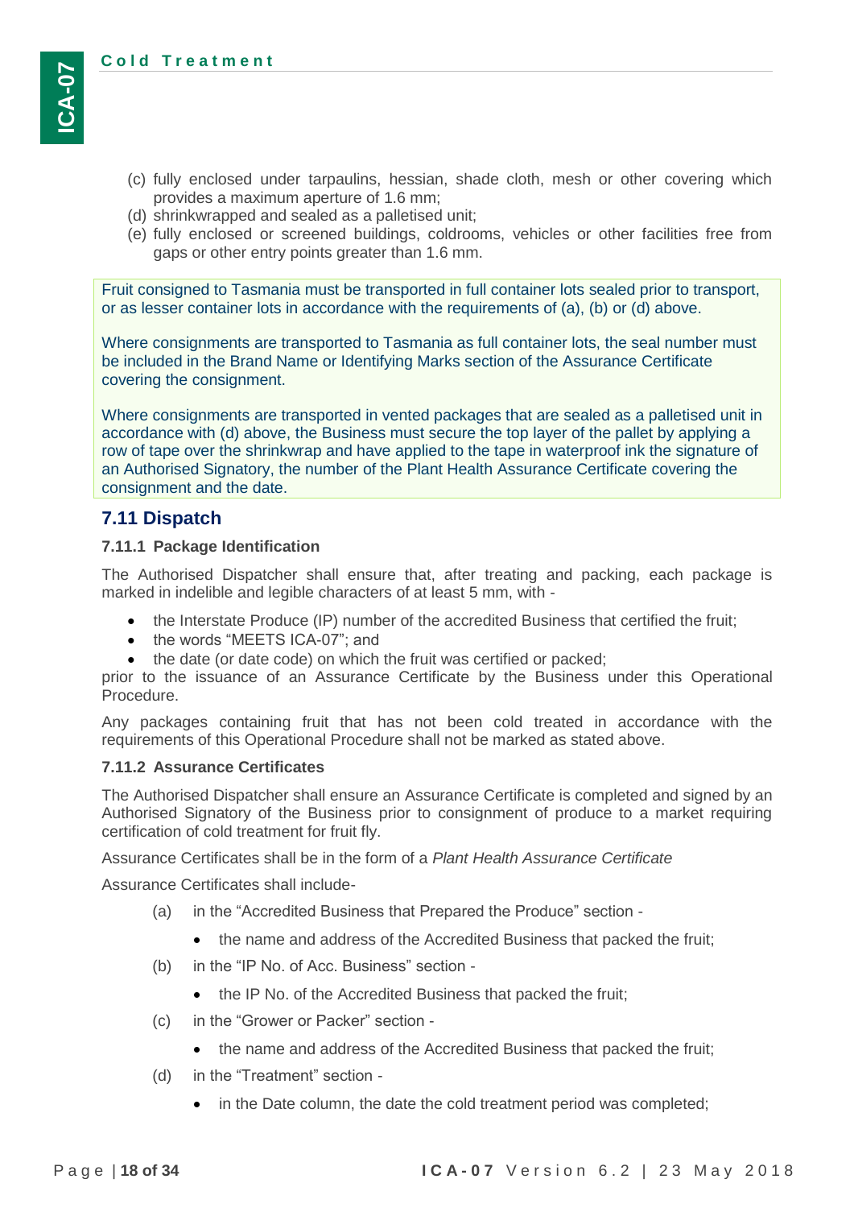(c) fully enclosed under tarpaulins, hessian, shade cloth, mesh or other covering which provides a maximum aperture of 1.6 mm;
(d) shrinkwrapped and sealed as a palletised unit;
(e) fully enclosed or screened buildings, coldrooms, vehicles or other facilities free from gaps or other entry points greater than 1.6 mm.

Fruit consigned to Tasmania must be transported in full container lots sealed prior to transport, or as lesser container lots in accordance with the requirements of (a), (b) or (d) above.

Where consignments are transported to Tasmania as full container lots, the seal number must be included in the Brand Name or Identifying Marks section of the Assurance Certificate covering the consignment.

Where consignments are transported in vented packages that are sealed as a palletised unit in accordance with (d) above, the Business must secure the top layer of the pallet by applying a row of tape over the shrinkwrap and have applied to the tape in waterproof ink the signature of an Authorised Signatory, the number of the Plant Health Assurance Certificate covering the consignment and the date.

## 7.11 Dispatch

### 7.11.1 Package Identification

The Authorised Dispatcher shall ensure that, after treating and packing, each package is marked in indelible and legible characters of at least 5 mm, with -

- the Interstate Produce (IP) number of the accredited Business that certified the fruit;
- the words "MEETS ICA-07"; and
- the date (or date code) on which the fruit was certified or packed;

prior to the issuance of an Assurance Certificate by the Business under this Operational Procedure.

Any packages containing fruit that has not been cold treated in accordance with the requirements of this Operational Procedure shall not be marked as stated above.

### 7.11.2 Assurance Certificates

The Authorised Dispatcher shall ensure an Assurance Certificate is completed and signed by an Authorised Signatory of the Business prior to consignment of produce to a market requiring certification of cold treatment for fruit fly.

Assurance Certificates shall be in the form of a *Plant Health Assurance Certificate*

Assurance Certificates shall include-

(a) in the "Accredited Business that Prepared the Produce" section -
   - the name and address of the Accredited Business that packed the fruit;

(b) in the "IP No. of Acc. Business" section -
   - the IP No. of the Accredited Business that packed the fruit;

(c) in the "Grower or Packer" section -
   - the name and address of the Accredited Business that packed the fruit;

(d) in the "Treatment" section -
   - in the Date column, the date the cold treatment period was completed;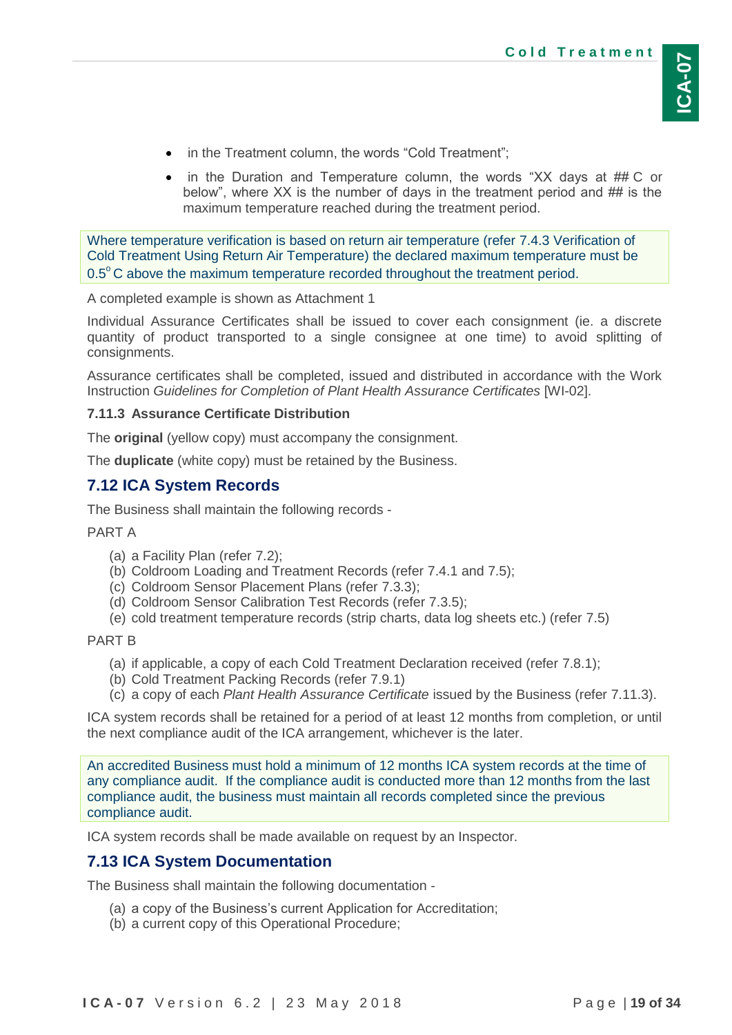- in the Treatment column, the words "Cold Treatment";
- in the Duration and Temperature column, the words "XX days at ## C or below", where XX is the number of days in the treatment period and ## is the maximum temperature reached during the treatment period.

> Where temperature verification is based on return air temperature (refer 7.4.3 Verification of Cold Treatment Using Return Air Temperature) the declared maximum temperature must be $0.5^{o}$ C above the maximum temperature recorded throughout the treatment period.

A completed example is shown as Attachment 1

Individual Assurance Certificates shall be issued to cover each consignment (ie. a discrete quantity of product transported to a single consignee at one time) to avoid splitting of consignments.

Assurance certificates shall be completed, issued and distributed in accordance with the Work Instruction *Guidelines for Completion of Plant Health Assurance Certificates* [WI-02].

#### 7.11.3 Assurance Certificate Distribution

The **original** (yellow copy) must accompany the consignment.

The **duplicate** (white copy) must be retained by the Business.

## 7.12 ICA System Records

The Business shall maintain the following records -

PART A

(a) a Facility Plan (refer 7.2);
(b) Coldroom Loading and Treatment Records (refer 7.4.1 and 7.5);
(c) Coldroom Sensor Placement Plans (refer 7.3.3);
(d) Coldroom Sensor Calibration Test Records (refer 7.3.5);
(e) cold treatment temperature records (strip charts, data log sheets etc.) (refer 7.5)

PART B

(a) if applicable, a copy of each Cold Treatment Declaration received (refer 7.8.1);
(b) Cold Treatment Packing Records (refer 7.9.1)
(c) a copy of each *Plant Health Assurance Certificate* issued by the Business (refer 7.11.3).

ICA system records shall be retained for a period of at least 12 months from completion, or until the next compliance audit of the ICA arrangement, whichever is the later.

> An accredited Business must hold a minimum of 12 months ICA system records at the time of any compliance audit. If the compliance audit is conducted more than 12 months from the last compliance audit, the business must maintain all records completed since the previous compliance audit.

ICA system records shall be made available on request by an Inspector.

## 7.13 ICA System Documentation

The Business shall maintain the following documentation -

(a) a copy of the Business's current Application for Accreditation;
(b) a current copy of this Operational Procedure;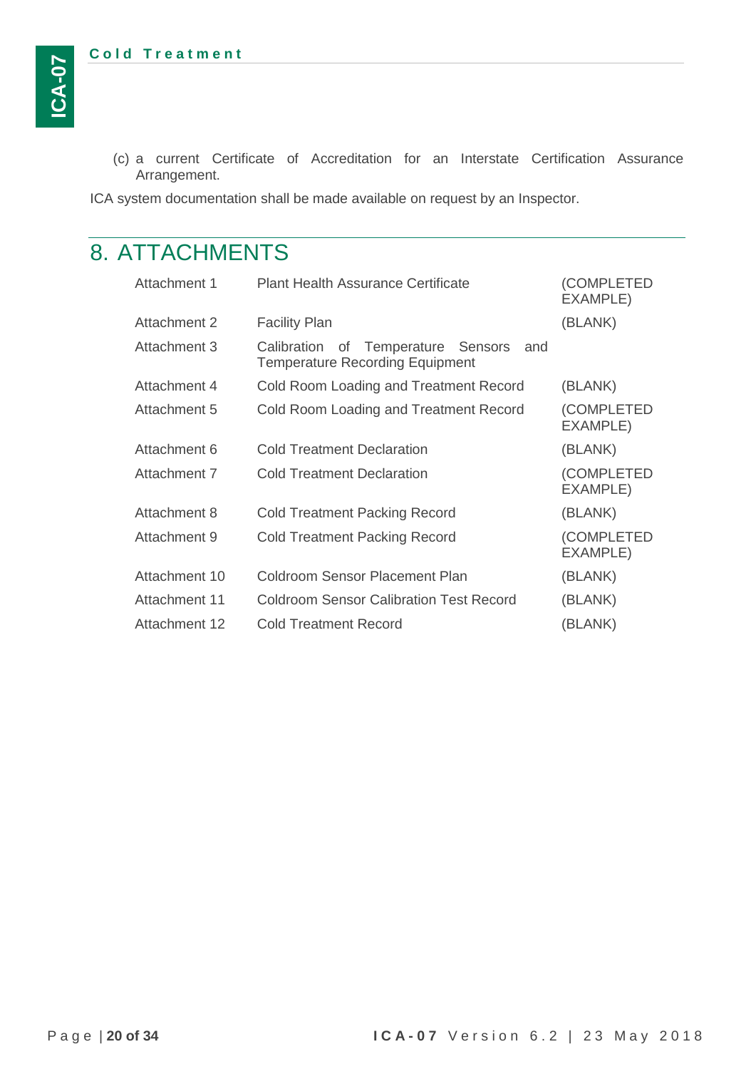(c) a current Certificate of Accreditation for an Interstate Certification Assurance Arrangement.

ICA system documentation shall be made available on request by an Inspector.

# 8. ATTACHMENTS

| | | |
|---|---|---|
| Attachment 1 | Plant Health Assurance Certificate | (COMPLETED EXAMPLE) |
| Attachment 2 | Facility Plan | (BLANK) |
| Attachment 3 | Calibration of Temperature Sensors and Temperature Recording Equipment | |
| Attachment 4 | Cold Room Loading and Treatment Record | (BLANK) |
| Attachment 5 | Cold Room Loading and Treatment Record | (COMPLETED EXAMPLE) |
| Attachment 6 | Cold Treatment Declaration | (BLANK) |
| Attachment 7 | Cold Treatment Declaration | (COMPLETED EXAMPLE) |
| Attachment 8 | Cold Treatment Packing Record | (BLANK) |
| Attachment 9 | Cold Treatment Packing Record | (COMPLETED EXAMPLE) |
| Attachment 10 | Coldroom Sensor Placement Plan | (BLANK) |
| Attachment 11 | Coldroom Sensor Calibration Test Record | (BLANK) |
| Attachment 12 | Cold Treatment Record | (BLANK) |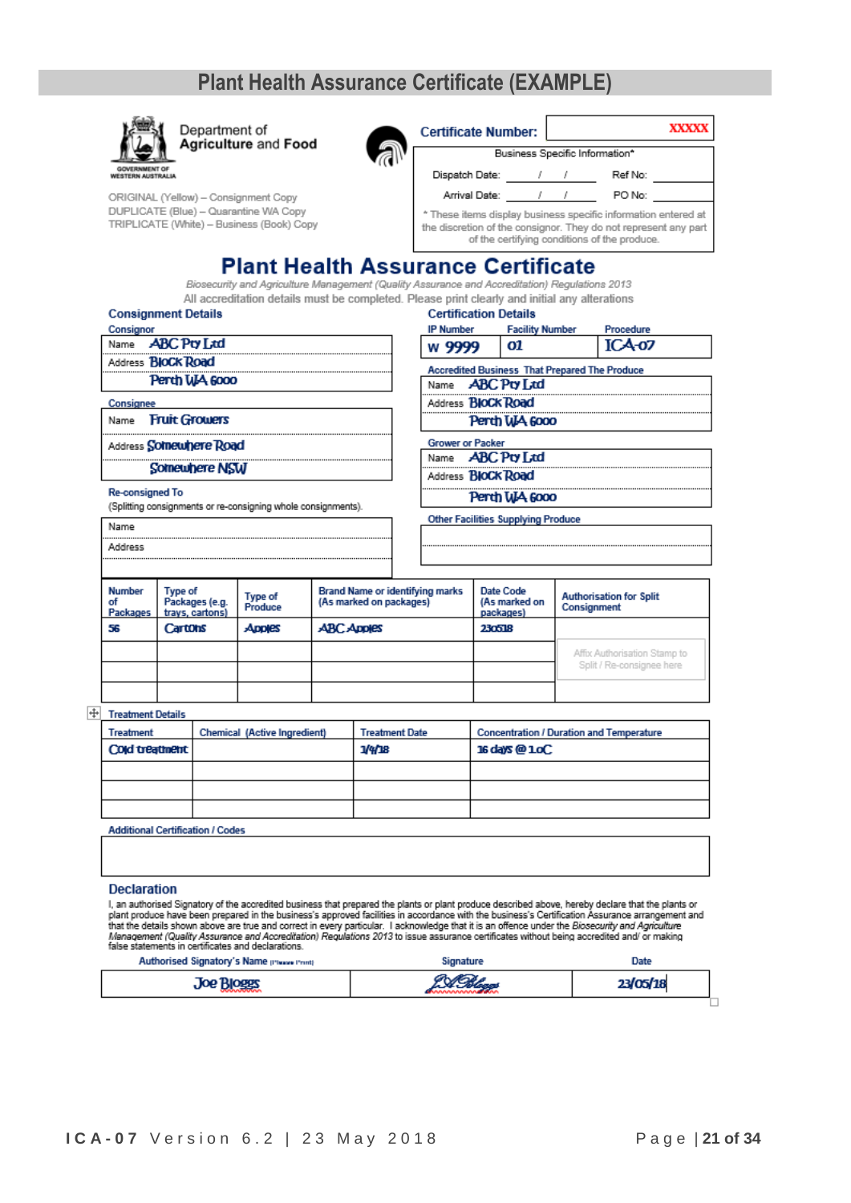# Plant Health Assurance Certificate (EXAMPLE)

Department of **Agriculture** and **Food**

GOVERNMENT OF WESTERN AUSTRALIA

ORIGINAL (Yellow) – Consignment Copy
DUPLICATE (Blue) – Quarantine WA Copy
TRIPLICATE (White) – Business (Book) Copy

**Certificate Number:** XXXXX

| Business Specific Information* | | | |
|---|---|---|---|
| Dispatch Date: | / / | Ref No: | |
| Arrival Date: | / / | PO No: | |

\* These items display business specific information entered at the discretion of the consignor. They do not represent any part of the certifying conditions of the produce.

## Plant Health Assurance Certificate

*Biosecurity and Agriculture Management (Quality Assurance and Accreditation) Regulations 2013*

All accreditation details must be completed. Please print clearly and initial any alterations

### Consignment Details

**Consignor**

| | |
|---|---|
| Name | ABC Pty Ltd |
| Address | Block Road |
| | Perth WA 6000 |

**Consignee**

| | |
|---|---|
| Name | Fruit Growers |
| Address | Somewhere Road |
| | Somewhere NSW |

**Re-consigned To**
(Splitting consignments or re-consigning whole consignments).

| | |
|---|---|
| Name | |
| Address | |

### Certification Details

| IP Number | Facility Number | Procedure |
|---|---|---|
| W 9999 | 01 | ICA-07 |

**Accredited Business That Prepared The Produce**

| | |
|---|---|
| Name | ABC Pty Ltd |
| Address | Block Road |
| | Perth WA 6000 |

**Grower or Packer**

| | |
|---|---|
| Name | ABC Pty Ltd |
| Address | Block Road |
| | Perth WA 6000 |

**Other Facilities Supplying Produce**

| |
|---|
| |
| |

| Number of Packages | Type of Packages (e.g. trays, cartons) | Type of Produce | Brand Name or identifying marks (As marked on packages) | Date Code (As marked on packages) | Authorisation for Split Consignment |
|---|---|---|---|---|---|
| 56 | Cartons | Apples | ABC Apples | 230518 | |
| | | | | | Affix Authorisation Stamp to Split / Re-consignee here |
| | | | | | |
| | | | | | |

**Treatment Details**

| Treatment | Chemical (Active Ingredient) | Treatment Date | Concentration / Duration and Temperature |
|---|---|---|---|
| Cold treatment | | 1/4/18 | 16 days @ 1oC |
| | | | |
| | | | |
| | | | |

**Additional Certification / Codes**

| |
|---|
| |

### Declaration

I, an authorised Signatory of the accredited business that prepared the plants or plant produce described above, hereby declare that the plants or plant produce have been prepared in the business's approved facilities in accordance with the business's Certification Assurance arrangement and that the details shown above are true and correct in every particular. I acknowledge that it is an offence under the *Biosecurity and Agriculture Management (Quality Assurance and Accreditation) Regulations 2013* to issue assurance certificates without being accredited and/ or making false statements in certificates and declarations.

| Authorised Signatory's Name (Please Print) | Signature | Date |
|---|---|---|
| Joe Bloggs | JA Bloggs | 23/05/18 |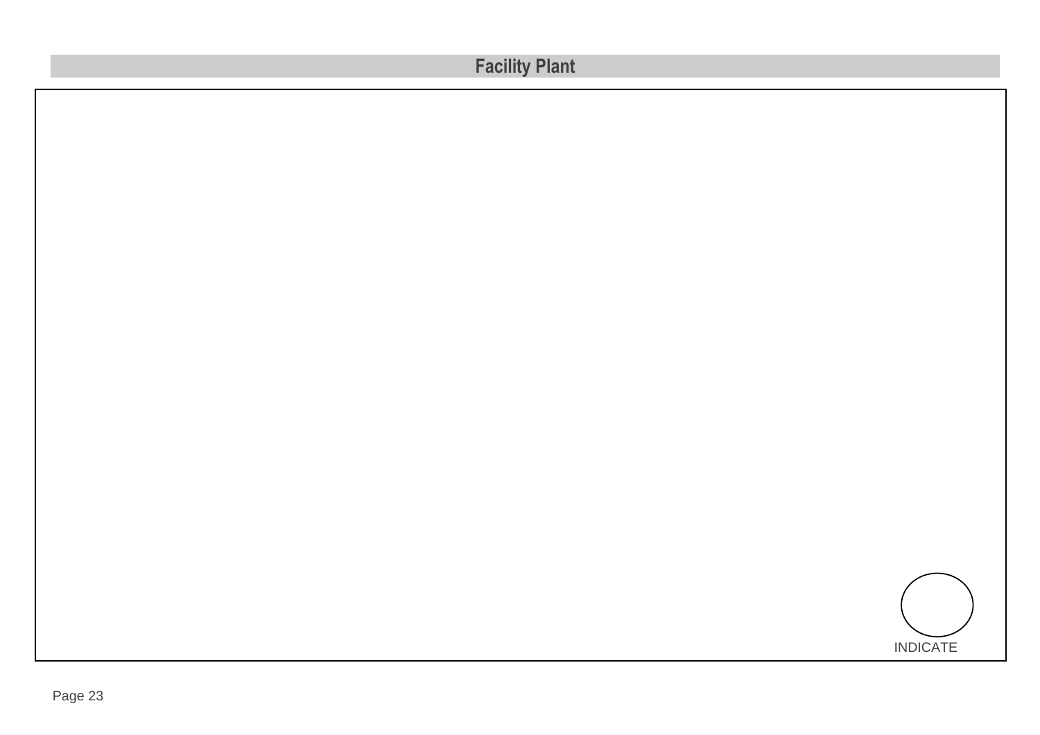## Facility Plant

INDICATE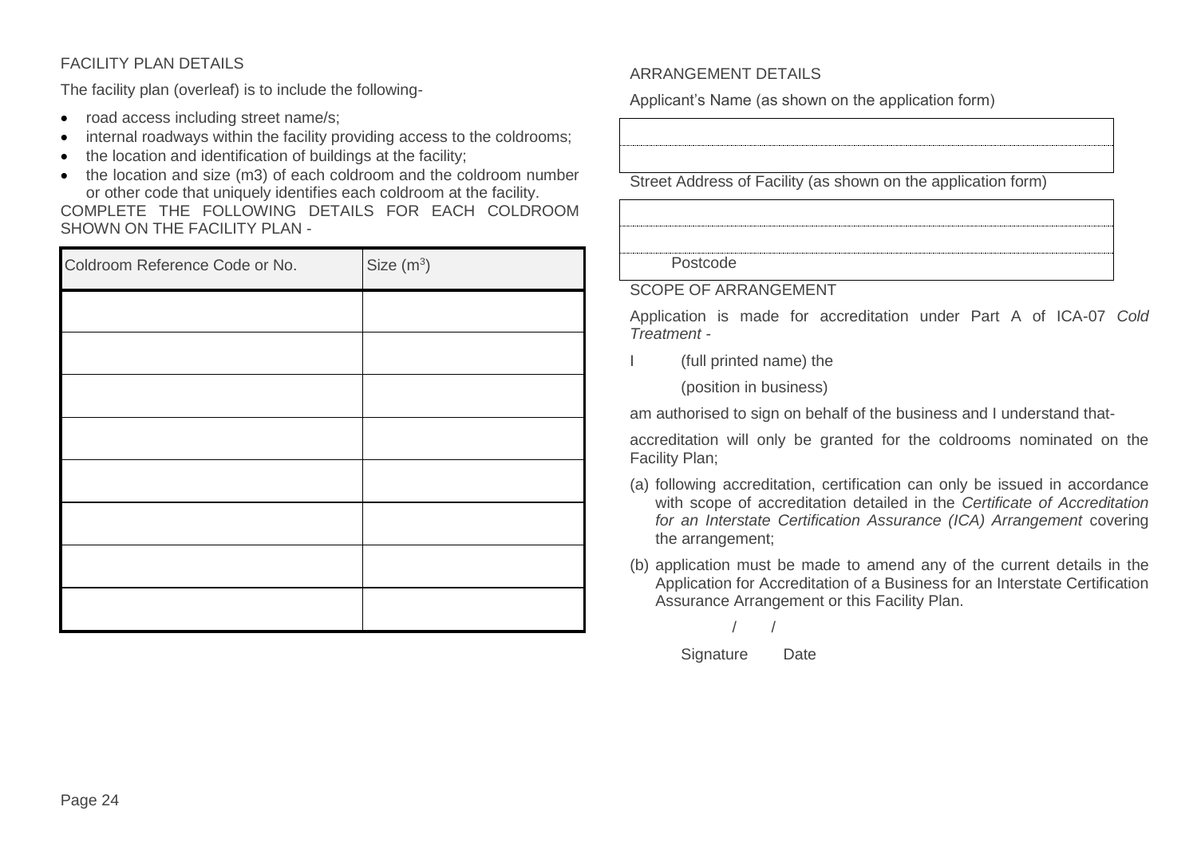## FACILITY PLAN DETAILS

The facility plan (overleaf) is to include the following-

- road access including street name/s;
- internal roadways within the facility providing access to the coldrooms;
- the location and identification of buildings at the facility;
- the location and size (m3) of each coldroom and the coldroom number or other code that uniquely identifies each coldroom at the facility.

COMPLETE THE FOLLOWING DETAILS FOR EACH COLDROOM SHOWN ON THE FACILITY PLAN -

| Coldroom Reference Code or No. | Size ($m^3$) |
|---|---|
| | |
| | |
| | |
| | |
| | |
| | |
| | |
| | |

## ARRANGEMENT DETAILS

Applicant's Name (as shown on the application form)

| |
|---|
| |

Street Address of Facility (as shown on the application form)

| |
|---|
| |
| Postcode |

## SCOPE OF ARRANGEMENT

Application is made for accreditation under Part A of ICA-07 *Cold Treatment* -

I (full printed name) the

(position in business)

am authorised to sign on behalf of the business and I understand that-

accreditation will only be granted for the coldrooms nominated on the Facility Plan;

(a) following accreditation, certification can only be issued in accordance with scope of accreditation detailed in the *Certificate of Accreditation for an Interstate Certification Assurance (ICA) Arrangement* covering the arrangement;

(b) application must be made to amend any of the current details in the Application for Accreditation of a Business for an Interstate Certification Assurance Arrangement or this Facility Plan.

/ /

Signature Date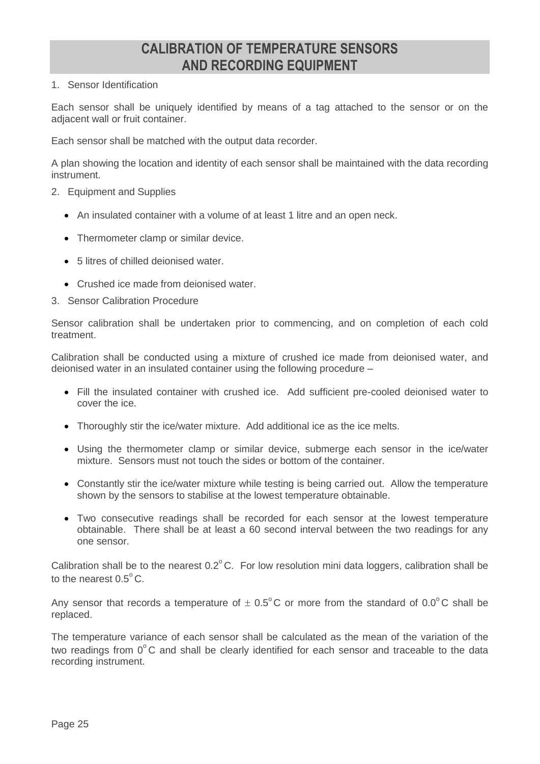# CALIBRATION OF TEMPERATURE SENSORS AND RECORDING EQUIPMENT

1. Sensor Identification

Each sensor shall be uniquely identified by means of a tag attached to the sensor or on the adjacent wall or fruit container.

Each sensor shall be matched with the output data recorder.

A plan showing the location and identity of each sensor shall be maintained with the data recording instrument.

2. Equipment and Supplies

- An insulated container with a volume of at least 1 litre and an open neck.
- Thermometer clamp or similar device.
- 5 litres of chilled deionised water.
- Crushed ice made from deionised water.

3. Sensor Calibration Procedure

Sensor calibration shall be undertaken prior to commencing, and on completion of each cold treatment.

Calibration shall be conducted using a mixture of crushed ice made from deionised water, and deionised water in an insulated container using the following procedure –

- Fill the insulated container with crushed ice. Add sufficient pre-cooled deionised water to cover the ice.
- Thoroughly stir the ice/water mixture. Add additional ice as the ice melts.
- Using the thermometer clamp or similar device, submerge each sensor in the ice/water mixture. Sensors must not touch the sides or bottom of the container.
- Constantly stir the ice/water mixture while testing is being carried out. Allow the temperature shown by the sensors to stabilise at the lowest temperature obtainable.
- Two consecutive readings shall be recorded for each sensor at the lowest temperature obtainable. There shall be at least a 60 second interval between the two readings for any one sensor.

Calibration shall be to the nearest 0.2°C. For low resolution mini data loggers, calibration shall be to the nearest 0.5°C.

Any sensor that records a temperature of $\pm$ 0.5°C or more from the standard of 0.0°C shall be replaced.

The temperature variance of each sensor shall be calculated as the mean of the variation of the two readings from 0°C and shall be clearly identified for each sensor and traceable to the data recording instrument.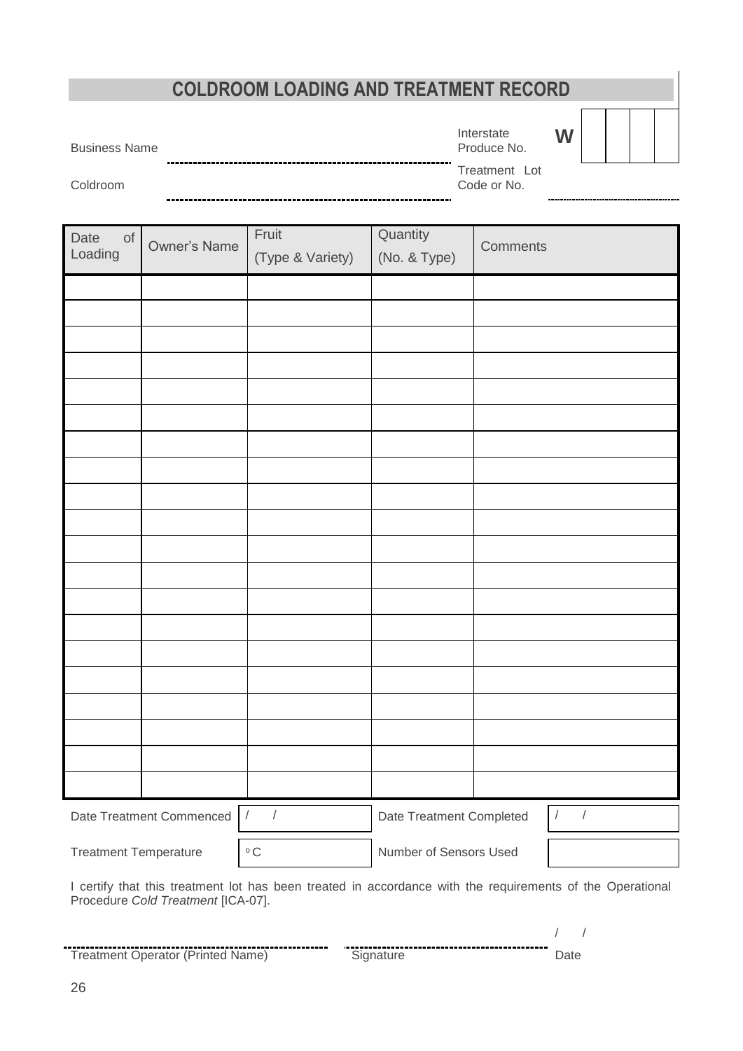# COLDROOM LOADING AND TREATMENT RECORD

Business Name ............................................................

Coldroom ............................................................

Interstate Produce No. **W** | | | |

Treatment Lot Code or No. ............................................

| Date of Loading | Owner's Name | Fruit (Type & Variety) | Quantity (No. & Type) | Comments |
|---|---|---|---|---|
| | | | | |
| | | | | |
| | | | | |
| | | | | |
| | | | | |
| | | | | |
| | | | | |
| | | | | |
| | | | | |
| | | | | |
| | | | | |
| | | | | |
| | | | | |
| | | | | |
| | | | | |
| | | | | |
| | | | | |
| | | | | |
| | | | | |
| | | | | |

| | | | |
|---|---|---|---|
| Date Treatment Commenced | / / | Date Treatment Completed | / / |
| Treatment Temperature | °C | Number of Sensors Used | |

I certify that this treatment lot has been treated in accordance with the requirements of the Operational Procedure *Cold Treatment* [ICA-07].

............................................................ Treatment Operator (Printed Name)

............................................................ Signature

/ / Date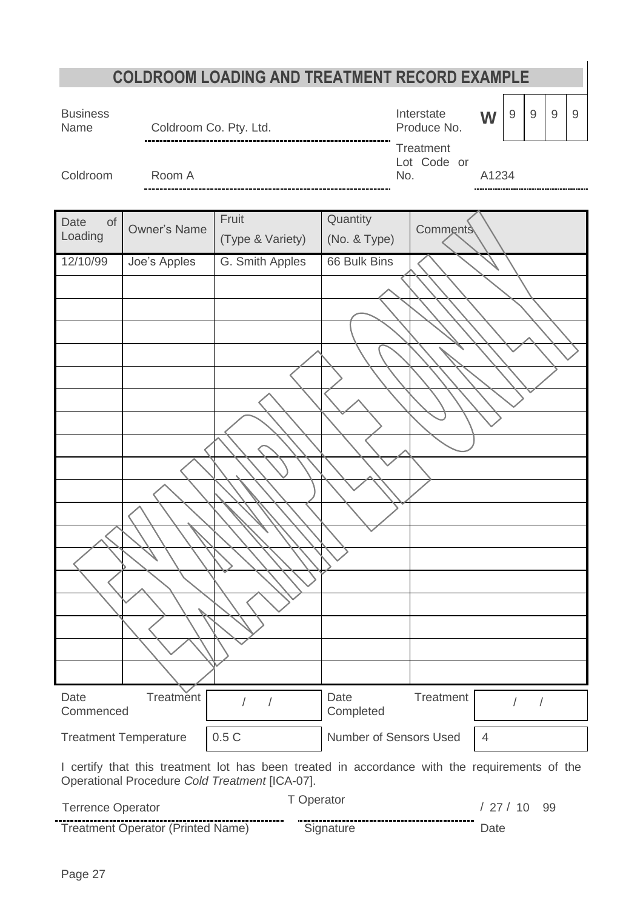# COLDROOM LOADING AND TREATMENT RECORD EXAMPLE

Business Name: Coldroom Co. Pty. Ltd.

Interstate Produce No.: W 9 9 9 9

Coldroom: Room A

Treatment Lot Code or No.: A1234

| Date of Loading | Owner's Name | Fruit (Type & Variety) | Quantity (No. & Type) | Comments |
|---|---|---|---|---|
| 12/10/99 | Joe's Apples | G. Smith Apples | 66 Bulk Bins | |
| | | | | |
| | | | | |
| | | | | |
| | | | | |
| | | | | |
| | | | | |
| | | | | |
| | | | | |
| | | | | |
| | | | | |
| | | | | |
| | | | | |
| | | | | |
| | | | | |
| | | | | |
| | | | | |
| | | | | |
| | | | | |

EXAMPLE ONLY

| Date Treatment Commenced | / / | Date Treatment Completed | / / |
|---|---|---|---|
| Treatment Temperature | 0.5 C | Number of Sensors Used | 4 |

I certify that this treatment lot has been treated in accordance with the requirements of the Operational Procedure *Cold Treatment* [ICA-07].

| Terrence Operator | T Operator | / 27 / 10 99 |
|---|---|---|
| Treatment Operator (Printed Name) | Signature | Date |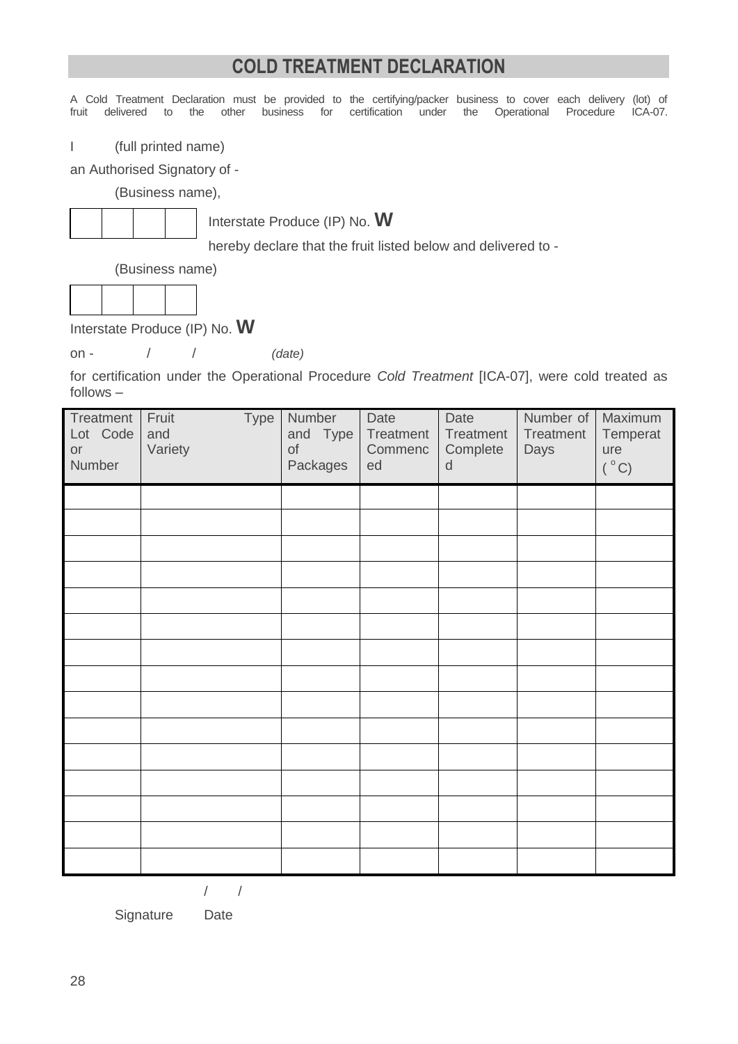# COLD TREATMENT DECLARATION

A Cold Treatment Declaration must be provided to the certifying/packer business to cover each delivery (lot) of fruit delivered to the other business for certification under the Operational Procedure ICA-07.

I (full printed name)

an Authorised Signatory of -

(Business name),

| | | | |
|---|---|---|---|
| | | | |

Interstate Produce (IP) No. **W**

hereby declare that the fruit listed below and delivered to -

(Business name)

| | | | |
|---|---|---|---|
| | | | |

Interstate Produce (IP) No. **W**

on - / / *(date)*

for certification under the Operational Procedure *Cold Treatment* [ICA-07], were cold treated as follows –

| Treatment Lot Code or Number | Fruit Type and Variety | Number and Type of Packages | Date Treatment Commenced | Date Treatment Completed | Number of Treatment Days | Maximum Temperature ($^{o}C$) |
|---|---|---|---|---|---|---|
| | | | | | | |
| | | | | | | |
| | | | | | | |
| | | | | | | |
| | | | | | | |
| | | | | | | |
| | | | | | | |
| | | | | | | |
| | | | | | | |
| | | | | | | |
| | | | | | | |
| | | | | | | |
| | | | | | | |
| | | | | | | |
| | | | | | | |

/ /

Signature Date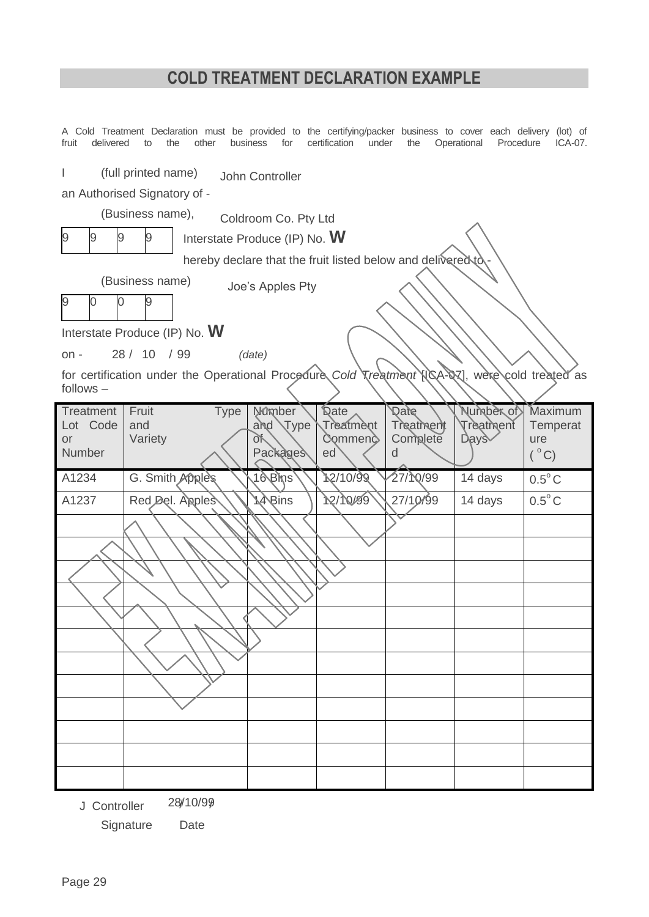# COLD TREATMENT DECLARATION EXAMPLE

A Cold Treatment Declaration must be provided to the certifying/packer business to cover each delivery (lot) of fruit delivered to the other business for certification under the Operational Procedure ICA-07.

I (full printed name) John Controller

an Authorised Signatory of -

(Business name), Coldroom Co. Pty Ltd

| 9 | 9 | 9 | 9 |
|---|---|---|---|

Interstate Produce (IP) No. **W**

hereby declare that the fruit listed below and delivered to -

(Business name) Joe's Apples Pty

| 9 | 0 | 0 | 9 |
|---|---|---|---|

Interstate Produce (IP) No. **W**

on - 28 / 10 / 99 *(date)*

for certification under the Operational Procedure *Cold Treatment* [ICA-07], were cold treated as follows –

| Treatment Lot Code or Number | Fruit Type and Variety | Number and Type of Packages | Date Treatment Commenced | Date Treatment Completed | Number of Treatment Days | Maximum Temperature (°C) |
|---|---|---|---|---|---|---|
| A1234 | G. Smith Apples | 16 Bins | 12/10/99 | 27/10/99 | 14 days | 0.5°C |
| A1237 | Red Del. Apples | 14 Bins | 12/10/99 | 27/10/99 | 14 days | 0.5°C |
| | | | | | | |
| | | | | | | |
| | | | | | | |
| | | | | | | |
| | | | | | | |
| | | | | | | |
| | | | | | | |
| | | | | | | |
| | | | | | | |
| | | | | | | |
| | | | | | | |
| | | | | | | |

J Controller 28/10/99

Signature Date

EXAMPLE ONLY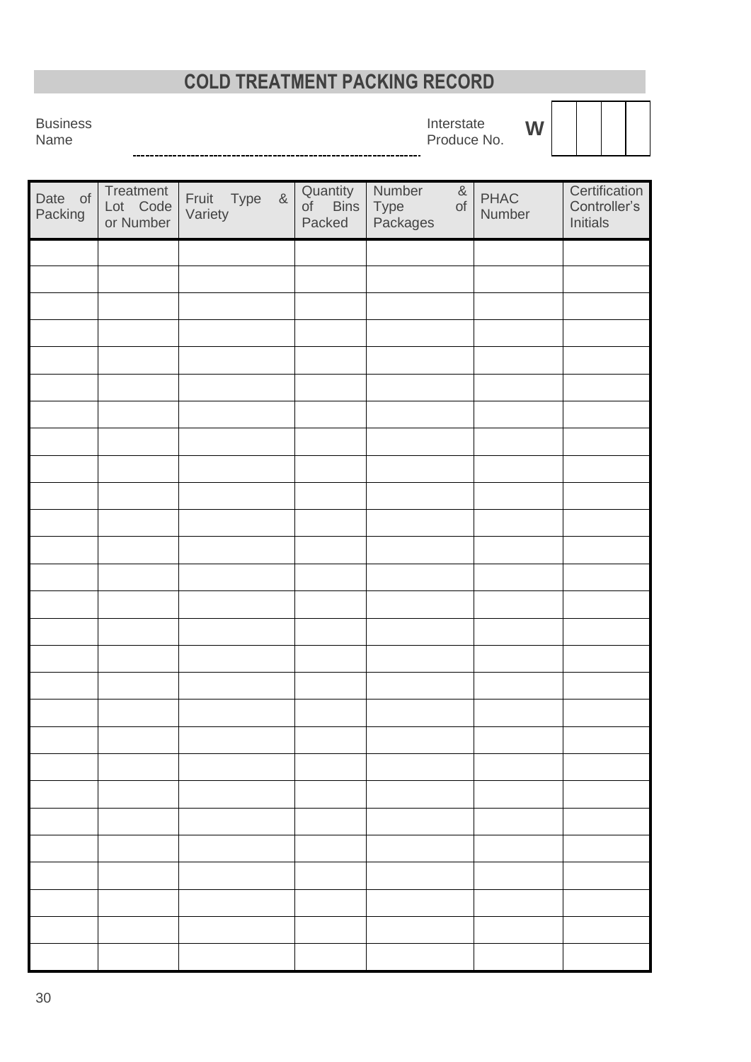# COLD TREATMENT PACKING RECORD

Business Name ------------------------------------------------------------------

Interstate Produce No. **W** | | | | |

| Date of Packing | Treatment Lot Code or Number | Fruit Type & Variety | Quantity of Bins Packed | Number & Type of Packages | PHAC Number | Certification Controller's Initials |
|---|---|---|---|---|---|---|
| | | | | | | |
| | | | | | | |
| | | | | | | |
| | | | | | | |
| | | | | | | |
| | | | | | | |
| | | | | | | |
| | | | | | | |
| | | | | | | |
| | | | | | | |
| | | | | | | |
| | | | | | | |
| | | | | | | |
| | | | | | | |
| | | | | | | |
| | | | | | | |
| | | | | | | |
| | | | | | | |
| | | | | | | |
| | | | | | | |
| | | | | | | |
| | | | | | | |
| | | | | | | |
| | | | | | | |
| | | | | | | |
| | | | | | | |
| | | | | | | |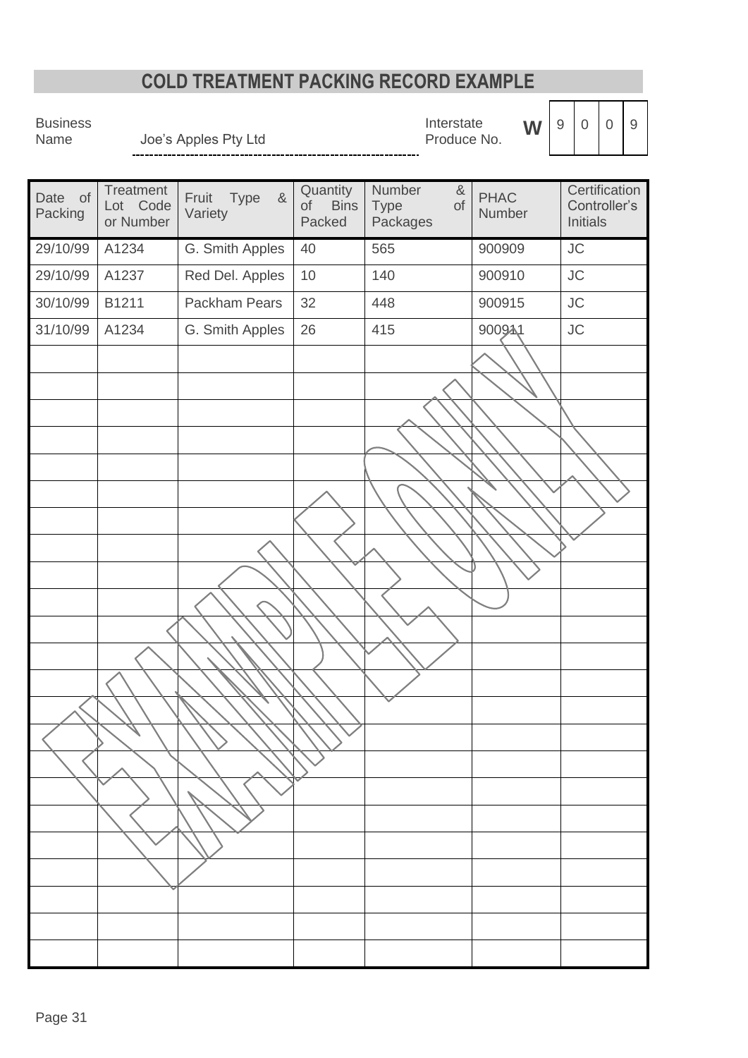# COLD TREATMENT PACKING RECORD EXAMPLE

Business Name: Joe's Apples Pty Ltd

Interstate Produce No. **W** 9 0 0 9

| Date of Packing | Treatment Lot Code or Number | Fruit Type & Variety | Quantity of Bins Packed | Number & Type of Packages | PHAC Number | Certification Controller's Initials |
|---|---|---|---|---|---|---|
| 29/10/99 | A1234 | G. Smith Apples | 40 | 565 | 900909 | JC |
| 29/10/99 | A1237 | Red Del. Apples | 10 | 140 | 900910 | JC |
| 30/10/99 | B1211 | Packham Pears | 32 | 448 | 900915 | JC |
| 31/10/99 | A1234 | G. Smith Apples | 26 | 415 | 900911 | JC |
| | | | | | | |
| | | | | | | |
| | | | | | | |
| | | | | | | |
| | | | | | | |
| | | | | | | |
| | | | | | | |
| | | | | | | |
| | | | | | | |
| | | | | | | |
| | | | | | | |
| | | | | | | |
| | | | | | | |
| | | | | | | |
| | | | | | | |
| | | | | | | |
| | | | | | | |
| | | | | | | |
| | | | | | | |
| | | | | | | |
| | | | | | | |
| | | | | | | |
| | | | | | | |

EXAMPLE ONLY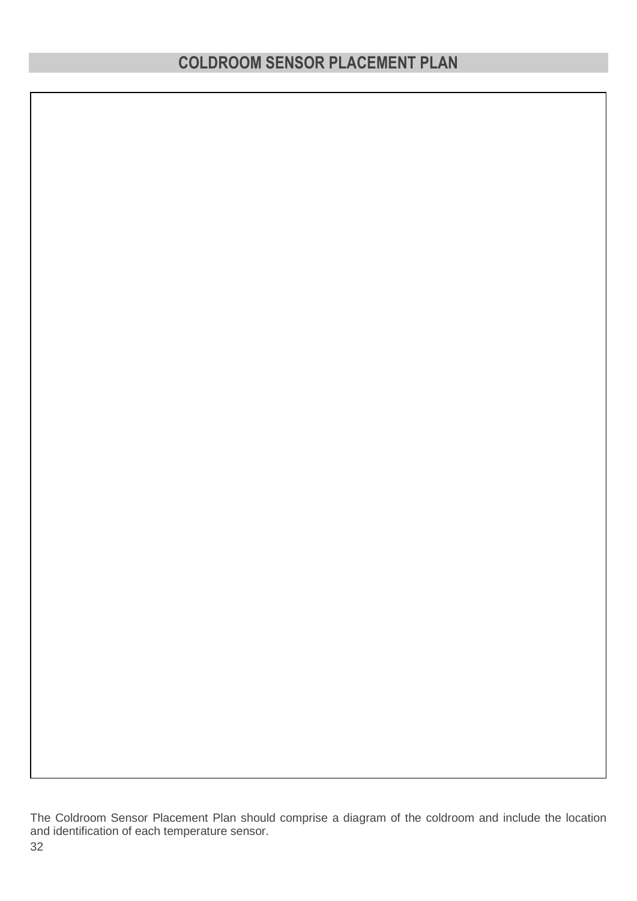## COLDROOM SENSOR PLACEMENT PLAN

The Coldroom Sensor Placement Plan should comprise a diagram of the coldroom and include the location and identification of each temperature sensor.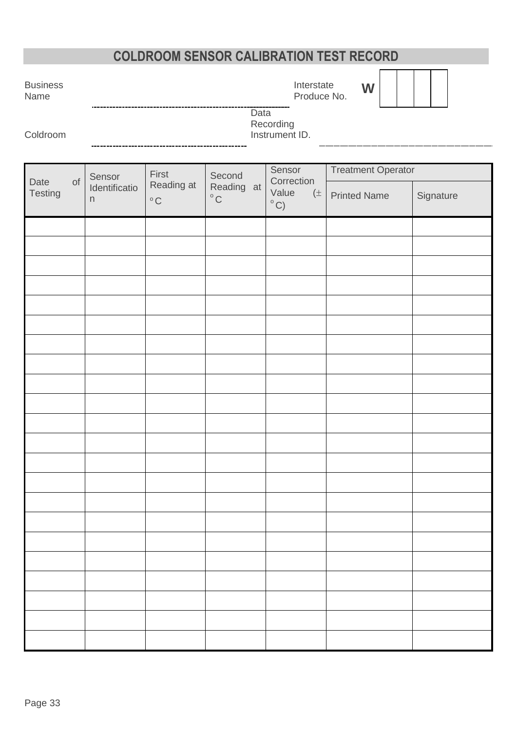# COLDROOM SENSOR CALIBRATION TEST RECORD

Business Name ______________________________ Interstate Produce No. **W** | | | | |

Coldroom ______________________________ Data Recording Instrument ID. ______________________________

| Date of Testing | Sensor Identification | First Reading at °C | Second Reading at °C | Sensor Correction Value (± °C) | Treatment Operator | |
|---|---|---|---|---|---|---|
| | | | | | Printed Name | Signature |
| | | | | | | |
| | | | | | | |
| | | | | | | |
| | | | | | | |
| | | | | | | |
| | | | | | | |
| | | | | | | |
| | | | | | | |
| | | | | | | |
| | | | | | | |
| | | | | | | |
| | | | | | | |
| | | | | | | |
| | | | | | | |
| | | | | | | |
| | | | | | | |
| | | | | | | |
| | | | | | | |
| | | | | | | |
| | | | | | | |
| | | | | | | |
| | | | | | | |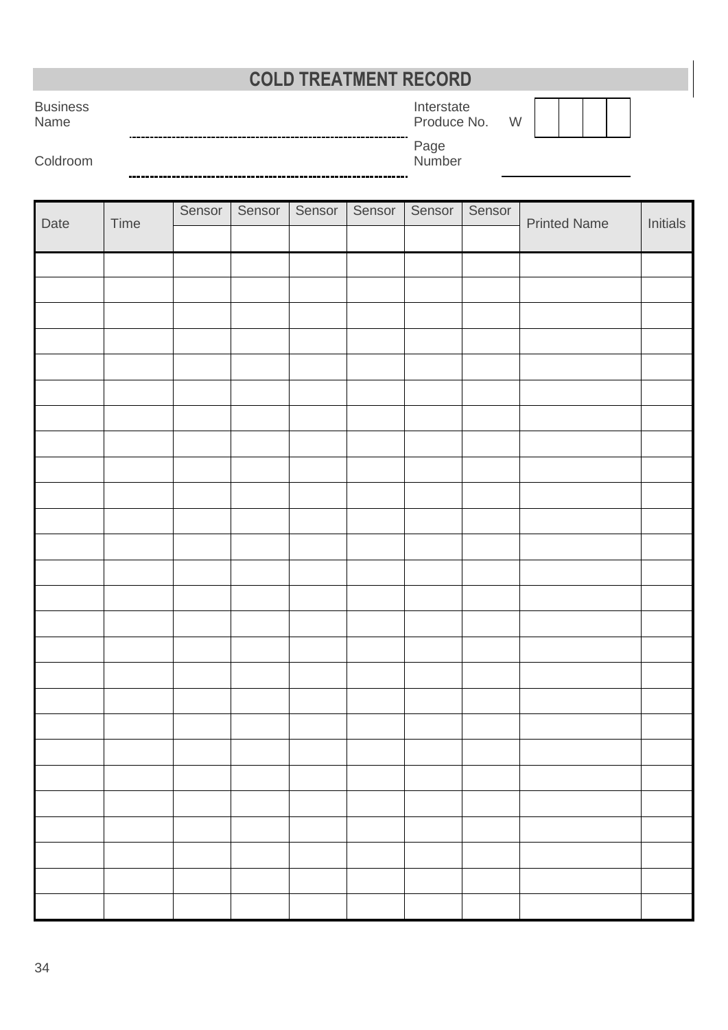# COLD TREATMENT RECORD

Business Name ____________________ Interstate Produce No. W | | | | |

Coldroom ____________________ Page Number ____________

| Date | Time | Sensor | Sensor | Sensor | Sensor | Sensor | Sensor | Printed Name | Initials |
|---|---|---|---|---|---|---|---|---|---|
| | | | | | | | | | |
| | | | | | | | | | |
| | | | | | | | | | |
| | | | | | | | | | |
| | | | | | | | | | |
| | | | | | | | | | |
| | | | | | | | | | |
| | | | | | | | | | |
| | | | | | | | | | |
| | | | | | | | | | |
| | | | | | | | | | |
| | | | | | | | | | |
| | | | | | | | | | |
| | | | | | | | | | |
| | | | | | | | | | |
| | | | | | | | | | |
| | | | | | | | | | |
| | | | | | | | | | |
| | | | | | | | | | |
| | | | | | | | | | |
| | | | | | | | | | |
| | | | | | | | | | |
| | | | | | | | | | |
| | | | | | | | | | |
| | | | | | | | | | |
| | | | | | | | | | |
| | | | | | | | | | |
| | | | | | | | | | |